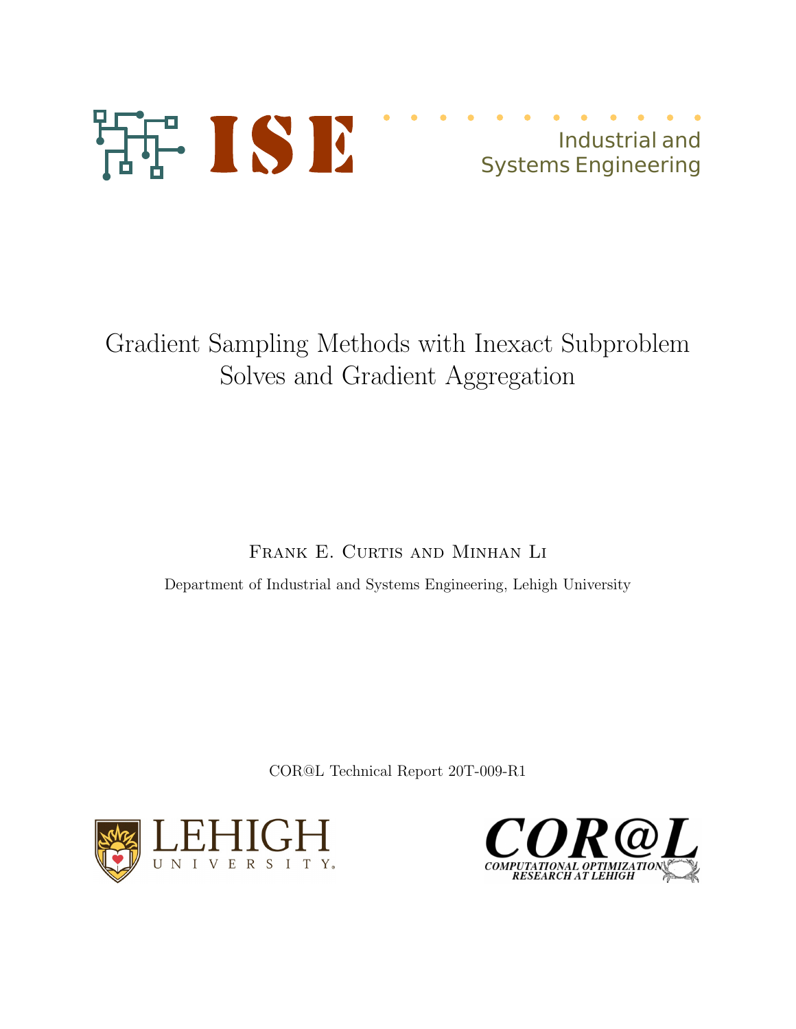Industrial and Systems Engineering

# Gradient Sampling Methods with Inexact Subproblem Solves and Gradient Aggregation

Frank E. Curtis and Minhan Li

Department of Industrial and Systems Engineering, Lehigh University

COR@L Technical Report 20T-009-R1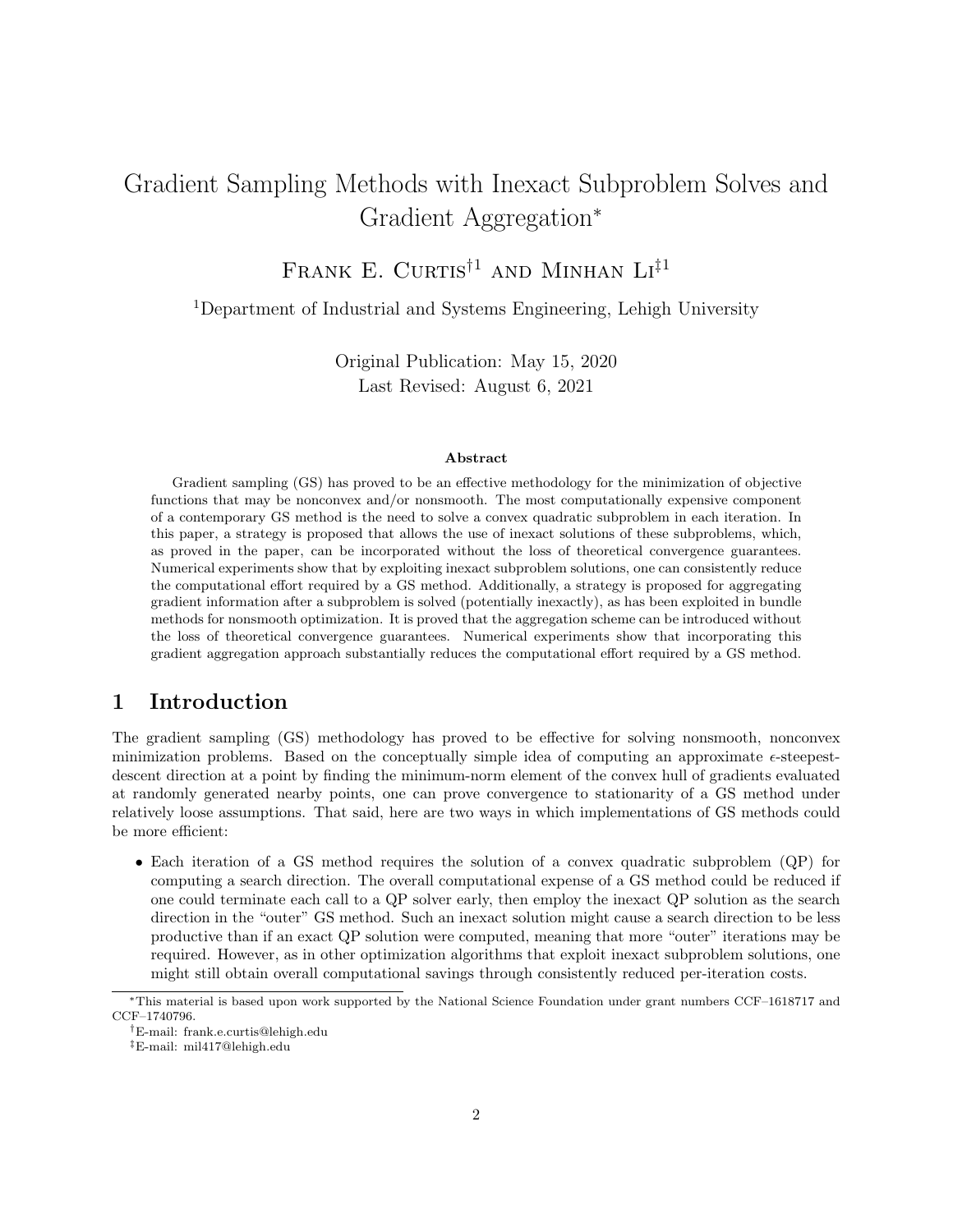# Gradient Sampling Methods with Inexact Subproblem Solves and Gradient Aggregation*

Frank E. Curtis[†1] and Minhan Li[‡1]

[1]Department of Industrial and Systems Engineering, Lehigh University

Original Publication: May 15, 2020
Last Revised: August 6, 2021

**Abstract**

Gradient sampling (GS) has proved to be an effective methodology for the minimization of objective functions that may be nonconvex and/or nonsmooth. The most computationally expensive component of a contemporary GS method is the need to solve a convex quadratic subproblem in each iteration. In this paper, a strategy is proposed that allows the use of inexact solutions of these subproblems, which, as proved in the paper, can be incorporated without the loss of theoretical convergence guarantees. Numerical experiments show that by exploiting inexact subproblem solutions, one can consistently reduce the computational effort required by a GS method. Additionally, a strategy is proposed for aggregating gradient information after a subproblem is solved (potentially inexactly), as has been exploited in bundle methods for nonsmooth optimization. It is proved that the aggregation scheme can be introduced without the loss of theoretical convergence guarantees. Numerical experiments show that incorporating this gradient aggregation approach substantially reduces the computational effort required by a GS method.

## 1 Introduction

The gradient sampling (GS) methodology has proved to be effective for solving nonsmooth, nonconvex minimization problems. Based on the conceptually simple idea of computing an approximate $\epsilon$-steepest-descent direction at a point by finding the minimum-norm element of the convex hull of gradients evaluated at randomly generated nearby points, one can prove convergence to stationarity of a GS method under relatively loose assumptions. That said, here are two ways in which implementations of GS methods could be more efficient:

- Each iteration of a GS method requires the solution of a convex quadratic subproblem (QP) for computing a search direction. The overall computational expense of a GS method could be reduced if one could terminate each call to a QP solver early, then employ the inexact QP solution as the search direction in the "outer" GS method. Such an inexact solution might cause a search direction to be less productive than if an exact QP solution were computed, meaning that more "outer" iterations may be required. However, as in other optimization algorithms that exploit inexact subproblem solutions, one might still obtain overall computational savings through consistently reduced per-iteration costs.

*This material is based upon work supported by the National Science Foundation under grant numbers CCF–1618717 and CCF–1740796.

†E-mail: frank.e.curtis@lehigh.edu

‡E-mail: mil417@lehigh.edu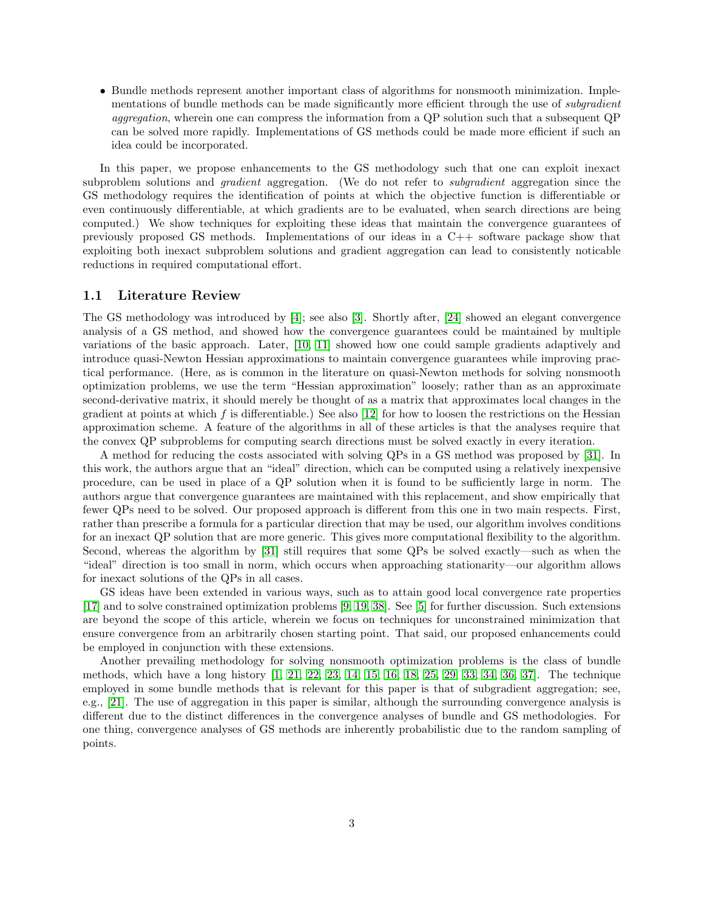- Bundle methods represent another important class of algorithms for nonsmooth minimization. Implementations of bundle methods can be made significantly more efficient through the use of *subgradient aggregation*, wherein one can compress the information from a QP solution such that a subsequent QP can be solved more rapidly. Implementations of GS methods could be made more efficient if such an idea could be incorporated.

In this paper, we propose enhancements to the GS methodology such that one can exploit inexact subproblem solutions and *gradient* aggregation. (We do not refer to *subgradient* aggregation since the GS methodology requires the identification of points at which the objective function is differentiable or even continuously differentiable, at which gradients are to be evaluated, when search directions are being computed.) We show techniques for exploiting these ideas that maintain the convergence guarantees of previously proposed GS methods. Implementations of our ideas in a C++ software package show that exploiting both inexact subproblem solutions and gradient aggregation can lead to consistently noticable reductions in required computational effort.

## 1.1 Literature Review

The GS methodology was introduced by [4]; see also [3]. Shortly after, [24] showed an elegant convergence analysis of a GS method, and showed how the convergence guarantees could be maintained by multiple variations of the basic approach. Later, [10, 11] showed how one could sample gradients adaptively and introduce quasi-Newton Hessian approximations to maintain convergence guarantees while improving practical performance. (Here, as is common in the literature on quasi-Newton methods for solving nonsmooth optimization problems, we use the term "Hessian approximation" loosely; rather than as an approximate second-derivative matrix, it should merely be thought of as a matrix that approximates local changes in the gradient at points at which $f$ is differentiable.) See also [12] for how to loosen the restrictions on the Hessian approximation scheme. A feature of the algorithms in all of these articles is that the analyses require that the convex QP subproblems for computing search directions must be solved exactly in every iteration.

A method for reducing the costs associated with solving QPs in a GS method was proposed by [31]. In this work, the authors argue that an "ideal" direction, which can be computed using a relatively inexpensive procedure, can be used in place of a QP solution when it is found to be sufficiently large in norm. The authors argue that convergence guarantees are maintained with this replacement, and show empirically that fewer QPs need to be solved. Our proposed approach is different from this one in two main respects. First, rather than prescribe a formula for a particular direction that may be used, our algorithm involves conditions for an inexact QP solution that are more generic. This gives more computational flexibility to the algorithm. Second, whereas the algorithm by [31] still requires that some QPs be solved exactly—such as when the "ideal" direction is too small in norm, which occurs when approaching stationarity—our algorithm allows for inexact solutions of the QPs in all cases.

GS ideas have been extended in various ways, such as to attain good local convergence rate properties [17] and to solve constrained optimization problems [9, 19, 38]. See [5] for further discussion. Such extensions are beyond the scope of this article, wherein we focus on techniques for unconstrained minimization that ensure convergence from an arbitrarily chosen starting point. That said, our proposed enhancements could be employed in conjunction with these extensions.

Another prevailing methodology for solving nonsmooth optimization problems is the class of bundle methods, which have a long history [1, 21, 22, 23, 14, 15, 16, 18, 25, 29, 33, 34, 36, 37]. The technique employed in some bundle methods that is relevant for this paper is that of subgradient aggregation; see, e.g., [21]. The use of aggregation in this paper is similar, although the surrounding convergence analysis is different due to the distinct differences in the convergence analyses of bundle and GS methodologies. For one thing, convergence analyses of GS methods are inherently probabilistic due to the random sampling of points.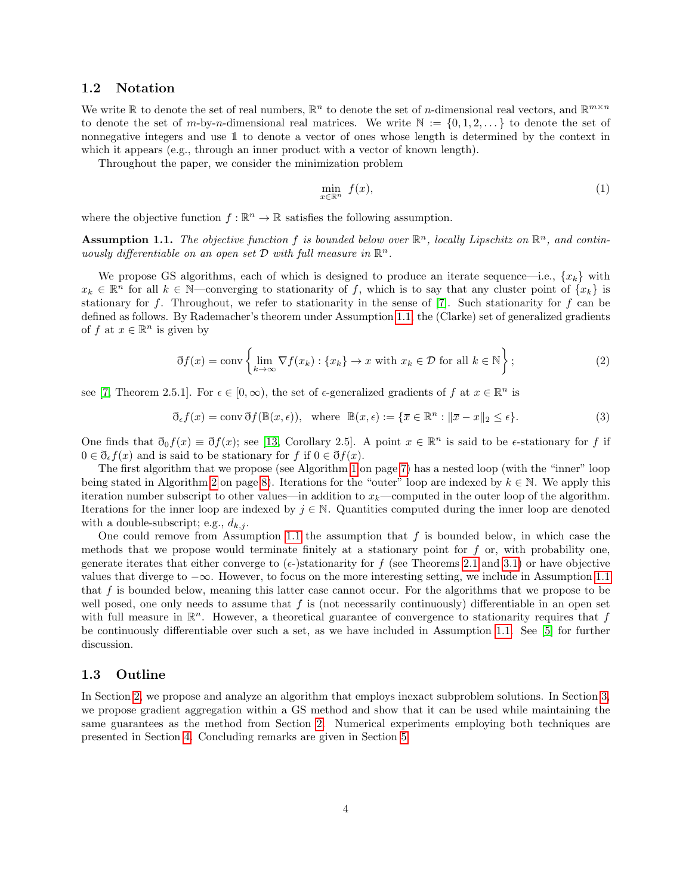## 1.2 Notation

We write $\mathbb{R}$ to denote the set of real numbers, $\mathbb{R}^n$ to denote the set of $n$-dimensional real vectors, and $\mathbb{R}^{m\times n}$ to denote the set of $m$-by-$n$-dimensional real matrices. We write $\mathbb{N} := \{0, 1, 2, \dots\}$ to denote the set of nonnegative integers and use $\mathbb{1}$ to denote a vector of ones whose length is determined by the context in which it appears (e.g., through an inner product with a vector of known length).

Throughout the paper, we consider the minimization problem

$$\min_{x\in\mathbb{R}^n} \; f(x), \tag{1}$$

where the objective function $f : \mathbb{R}^n \to \mathbb{R}$ satisfies the following assumption.

**Assumption 1.1.** *The objective function $f$ is bounded below over $\mathbb{R}^n$, locally Lipschitz on $\mathbb{R}^n$, and continuously differentiable on an open set $\mathcal{D}$ with full measure in $\mathbb{R}^n$.*

We propose GS algorithms, each of which is designed to produce an iterate sequence—i.e., $\{x_k\}$ with $x_k \in \mathbb{R}^n$ for all $k \in \mathbb{N}$—converging to stationarity of $f$, which is to say that any cluster point of $\{x_k\}$ is stationary for $f$. Throughout, we refer to stationarity in the sense of [7]. Such stationarity for $f$ can be defined as follows. By Rademacher's theorem under Assumption 1.1, the (Clarke) set of generalized gradients of $f$ at $x \in \mathbb{R}^n$ is given by

$$\bar{\partial} f(x) = \operatorname{conv}\left\{\lim_{k\to\infty} \nabla f(x_k) : \{x_k\} \to x \text{ with } x_k \in \mathcal{D} \text{ for all } k \in \mathbb{N}\right\}; \tag{2}$$

see [7, Theorem 2.5.1]. For $\epsilon \in [0,\infty)$, the set of $\epsilon$-generalized gradients of $f$ at $x \in \mathbb{R}^n$ is

$$\bar{\partial}_\epsilon f(x) = \operatorname{conv} \bar{\partial} f(\mathbb{B}(x,\epsilon)), \quad \text{where } \; \mathbb{B}(x,\epsilon) := \{\overline{x} \in \mathbb{R}^n : \|\overline{x} - x\|_2 \leq \epsilon\}. \tag{3}$$

One finds that $\bar{\partial}_0 f(x) \equiv \bar{\partial} f(x)$; see [13, Corollary 2.5]. A point $x \in \mathbb{R}^n$ is said to be $\epsilon$-stationary for $f$ if $0 \in \bar{\partial}_\epsilon f(x)$ and is said to be stationary for $f$ if $0 \in \bar{\partial} f(x)$.

The first algorithm that we propose (see Algorithm 1 on page 7) has a nested loop (with the "inner" loop being stated in Algorithm 2 on page 8). Iterations for the "outer" loop are indexed by $k \in \mathbb{N}$. We apply this iteration number subscript to other values—in addition to $x_k$—computed in the outer loop of the algorithm. Iterations for the inner loop are indexed by $j \in \mathbb{N}$. Quantities computed during the inner loop are denoted with a double-subscript; e.g., $d_{k,j}$.

One could remove from Assumption 1.1 the assumption that $f$ is bounded below, in which case the methods that we propose would terminate finitely at a stationary point for $f$ or, with probability one, generate iterates that either converge to ($\epsilon$-)stationarity for $f$ (see Theorems 2.1 and 3.1) or have objective values that diverge to $-\infty$. However, to focus on the more interesting setting, we include in Assumption 1.1 that $f$ is bounded below, meaning this latter case cannot occur. For the algorithms that we propose to be well posed, one only needs to assume that $f$ is (not necessarily continuously) differentiable in an open set with full measure in $\mathbb{R}^n$. However, a theoretical guarantee of convergence to stationarity requires that $f$ be continuously differentiable over such a set, as we have included in Assumption 1.1. See [5] for further discussion.

## 1.3 Outline

In Section 2, we propose and analyze an algorithm that employs inexact subproblem solutions. In Section 3, we propose gradient aggregation within a GS method and show that it can be used while maintaining the same guarantees as the method from Section 2. Numerical experiments employing both techniques are presented in Section 4. Concluding remarks are given in Section 5.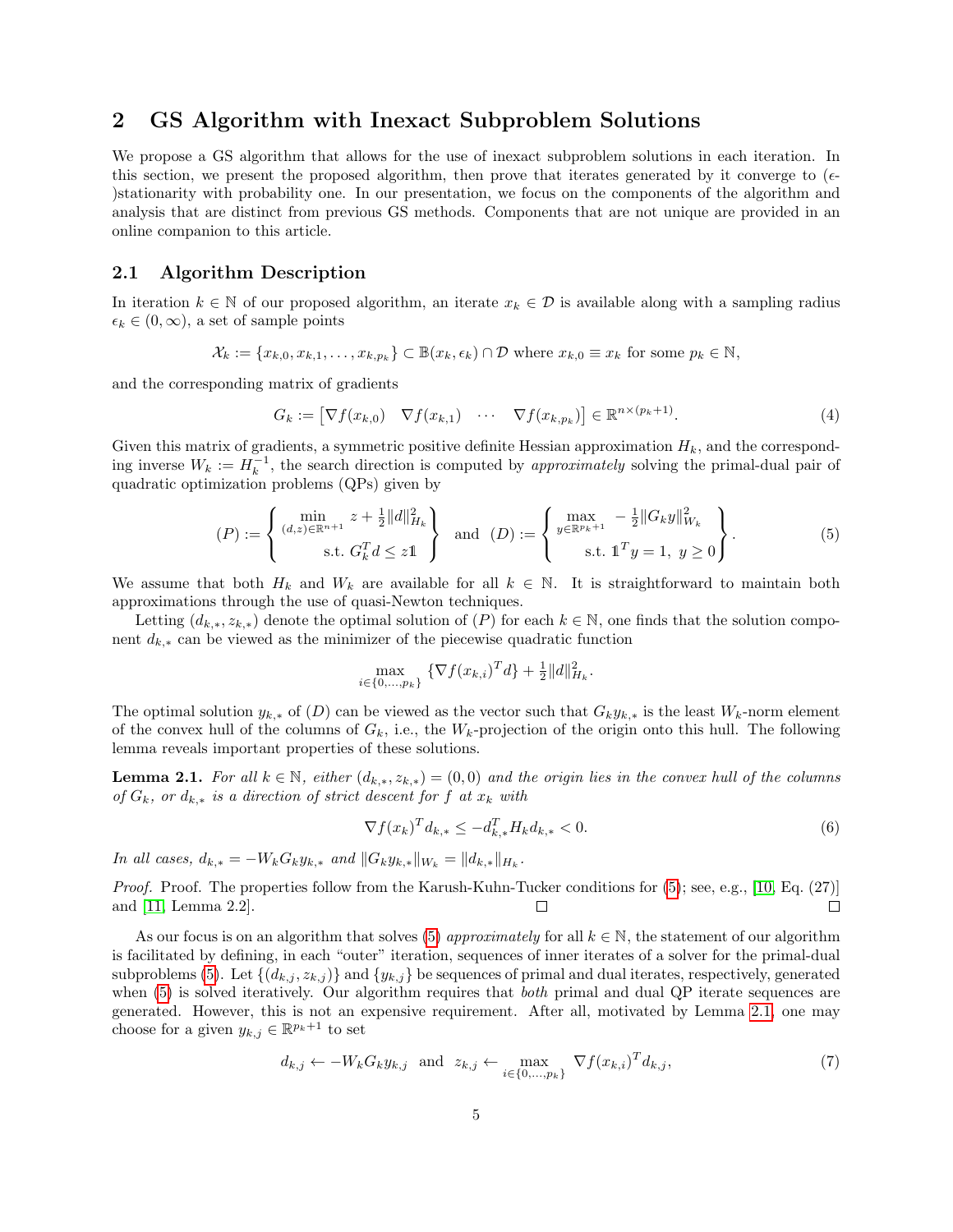## 2 GS Algorithm with Inexact Subproblem Solutions

We propose a GS algorithm that allows for the use of inexact subproblem solutions in each iteration. In this section, we present the proposed algorithm, then prove that iterates generated by it converge to ($\epsilon$-)stationarity with probability one. In our presentation, we focus on the components of the algorithm and analysis that are distinct from previous GS methods. Components that are not unique are provided in an online companion to this article.

### 2.1 Algorithm Description

In iteration $k \in \mathbb{N}$ of our proposed algorithm, an iterate $x_k \in \mathcal{D}$ is available along with a sampling radius $\epsilon_k \in (0, \infty)$, a set of sample points

$$\mathcal{X}_k := \{x_{k,0}, x_{k,1}, \ldots, x_{k,p_k}\} \subset \mathbb{B}(x_k, \epsilon_k) \cap \mathcal{D} \text{ where } x_{k,0} \equiv x_k \text{ for some } p_k \in \mathbb{N},$$

and the corresponding matrix of gradients

$$G_k := \begin{bmatrix} \nabla f(x_{k,0}) & \nabla f(x_{k,1}) & \cdots & \nabla f(x_{k,p_k}) \end{bmatrix} \in \mathbb{R}^{n \times (p_k+1)}. \tag{4}$$

Given this matrix of gradients, a symmetric positive definite Hessian approximation $H_k$, and the corresponding inverse $W_k := H_k^{-1}$, the search direction is computed by *approximately* solving the primal-dual pair of quadratic optimization problems (QPs) given by

$$(P) := \left\{ \begin{array}{cl} \min\limits_{(d,z) \in \mathbb{R}^{n+1}} & z + \frac{1}{2}\|d\|_{H_k}^2 \\ \text{s.t.} & G_k^T d \leq z\mathbb{1} \end{array} \right\} \text{ and } (D) := \left\{ \begin{array}{cl} \max\limits_{y \in \mathbb{R}^{p_k+1}} & -\frac{1}{2}\|G_k y\|_{W_k}^2 \\ \text{s.t.} & \mathbb{1}^T y = 1,\ y \geq 0 \end{array} \right\}. \tag{5}$$

We assume that both $H_k$ and $W_k$ are available for all $k \in \mathbb{N}$. It is straightforward to maintain both approximations through the use of quasi-Newton techniques.

Letting $(d_{k,*}, z_{k,*})$ denote the optimal solution of $(P)$ for each $k \in \mathbb{N}$, one finds that the solution component $d_{k,*}$ can be viewed as the minimizer of the piecewise quadratic function

$$\max_{i \in \{0,\ldots,p_k\}} \{\nabla f(x_{k,i})^T d\} + \tfrac{1}{2}\|d\|_{H_k}^2.$$

The optimal solution $y_{k,*}$ of $(D)$ can be viewed as the vector such that $G_k y_{k,*}$ is the least $W_k$-norm element of the convex hull of the columns of $G_k$, i.e., the $W_k$-projection of the origin onto this hull. The following lemma reveals important properties of these solutions.

**Lemma 2.1.** *For all $k \in \mathbb{N}$, either $(d_{k,*}, z_{k,*}) = (0, 0)$ and the origin lies in the convex hull of the columns of $G_k$, or $d_{k,*}$ is a direction of strict descent for $f$ at $x_k$ with*

$$\nabla f(x_k)^T d_{k,*} \leq -d_{k,*}^T H_k d_{k,*} < 0. \tag{6}$$

*In all cases, $d_{k,*} = -W_k G_k y_{k,*}$ and $\|G_k y_{k,*}\|_{W_k} = \|d_{k,*}\|_{H_k}$.*

*Proof.* Proof. The properties follow from the Karush-Kuhn-Tucker conditions for (5); see, e.g., [10, Eq. (27)] and [11, Lemma 2.2]. □ □

As our focus is on an algorithm that solves (5) *approximately* for all $k \in \mathbb{N}$, the statement of our algorithm is facilitated by defining, in each "outer" iteration, sequences of inner iterates of a solver for the primal-dual subproblems (5). Let $\{(d_{k,j}, z_{k,j})\}$ and $\{y_{k,j}\}$ be sequences of primal and dual iterates, respectively, generated when (5) is solved iteratively. Our algorithm requires that *both* primal and dual QP iterate sequences are generated. However, this is not an expensive requirement. After all, motivated by Lemma 2.1, one may choose for a given $y_{k,j} \in \mathbb{R}^{p_k+1}$ to set

$$d_{k,j} \leftarrow -W_k G_k y_{k,j} \text{ and } z_{k,j} \leftarrow \max_{i \in \{0,\ldots,p_k\}} \nabla f(x_{k,i})^T d_{k,j}, \tag{7}$$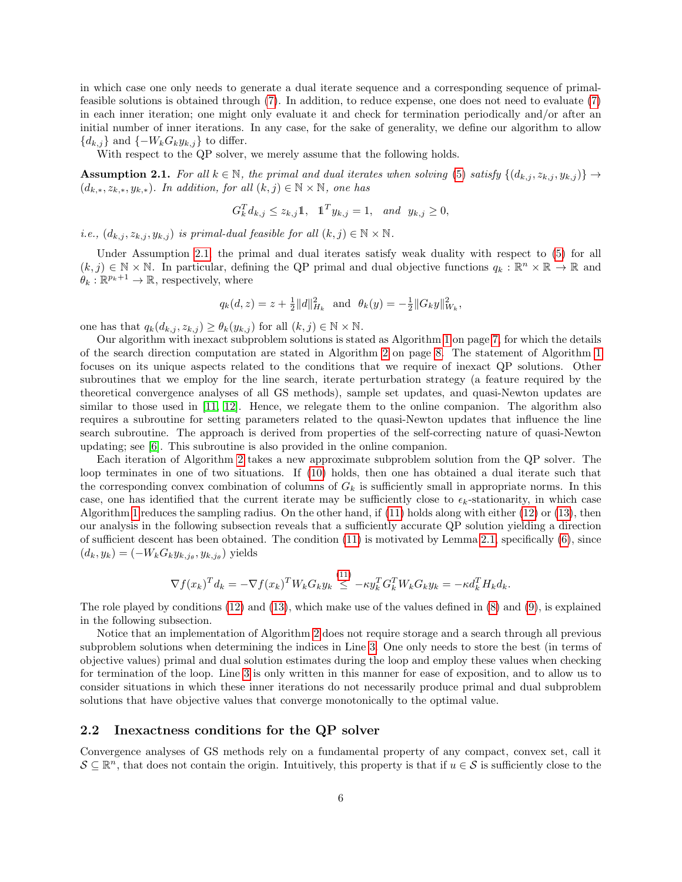in which case one only needs to generate a dual iterate sequence and a corresponding sequence of primal-feasible solutions is obtained through (7). In addition, to reduce expense, one does not need to evaluate (7) in each inner iteration; one might only evaluate it and check for termination periodically and/or after an initial number of inner iterations. In any case, for the sake of generality, we define our algorithm to allow $\{d_{k,j}\}$ and $\{-W_k G_k y_{k,j}\}$ to differ.

With respect to the QP solver, we merely assume that the following holds.

**Assumption 2.1.** *For all $k \in \mathbb{N}$, the primal and dual iterates when solving (5) satisfy $\{(d_{k,j}, z_{k,j}, y_{k,j})\} \to (d_{k,*}, z_{k,*}, y_{k,*})$. In addition, for all $(k,j) \in \mathbb{N} \times \mathbb{N}$, one has*

$$G_k^T d_{k,j} \leq z_{k,j}\mathbb{1}, \quad \mathbb{1}^T y_{k,j} = 1, \quad \text{and} \quad y_{k,j} \geq 0,$$

*i.e., $(d_{k,j}, z_{k,j}, y_{k,j})$ is primal-dual feasible for all $(k,j) \in \mathbb{N} \times \mathbb{N}$.*

Under Assumption 2.1, the primal and dual iterates satisfy weak duality with respect to (5) for all $(k,j) \in \mathbb{N} \times \mathbb{N}$. In particular, defining the QP primal and dual objective functions $q_k : \mathbb{R}^n \times \mathbb{R} \to \mathbb{R}$ and $\theta_k : \mathbb{R}^{p_k+1} \to \mathbb{R}$, respectively, where

$$q_k(d,z) = z + \tfrac{1}{2}\|d\|_{H_k}^2 \quad \text{and} \quad \theta_k(y) = -\tfrac{1}{2}\|G_k y\|_{W_k}^2,$$

one has that $q_k(d_{k,j}, z_{k,j}) \geq \theta_k(y_{k,j})$ for all $(k,j) \in \mathbb{N} \times \mathbb{N}$.

Our algorithm with inexact subproblem solutions is stated as Algorithm 1 on page 7, for which the details of the search direction computation are stated in Algorithm 2 on page 8. The statement of Algorithm 1 focuses on its unique aspects related to the conditions that we require of inexact QP solutions. Other subroutines that we employ for the line search, iterate perturbation strategy (a feature required by the theoretical convergence analyses of all GS methods), sample set updates, and quasi-Newton updates are similar to those used in [11, 12]. Hence, we relegate them to the online companion. The algorithm also requires a subroutine for setting parameters related to the quasi-Newton updates that influence the line search subroutine. The approach is derived from properties of the self-correcting nature of quasi-Newton updating; see [6]. This subroutine is also provided in the online companion.

Each iteration of Algorithm 2 takes a new approximate subproblem solution from the QP solver. The loop terminates in one of two situations. If (10) holds, then one has obtained a dual iterate such that the corresponding convex combination of columns of $G_k$ is sufficiently small in appropriate norms. In this case, one has identified that the current iterate may be sufficiently close to $\epsilon_k$-stationarity, in which case Algorithm 1 reduces the sampling radius. On the other hand, if (11) holds along with either (12) or (13), then our analysis in the following subsection reveals that a sufficiently accurate QP solution yielding a direction of sufficient descent has been obtained. The condition (11) is motivated by Lemma 2.1, specifically (6), since $(d_k, y_k) = (-W_k G_k y_{k,j_\theta}, y_{k,j_\theta})$ yields

$$\nabla f(x_k)^T d_k = -\nabla f(x_k)^T W_k G_k y_k \overset{(11)}{\leq} -\kappa y_k^T G_k^T W_k G_k y_k = -\kappa d_k^T H_k d_k.$$

The role played by conditions (12) and (13), which make use of the values defined in (8) and (9), is explained in the following subsection.

Notice that an implementation of Algorithm 2 does not require storage and a search through all previous subproblem solutions when determining the indices in Line 3. One only needs to store the best (in terms of objective values) primal and dual solution estimates during the loop and employ these values when checking for termination of the loop. Line 3 is only written in this manner for ease of exposition, and to allow us to consider situations in which these inner iterations do not necessarily produce primal and dual subproblem solutions that have objective values that converge monotonically to the optimal value.

## 2.2 Inexactness conditions for the QP solver

Convergence analyses of GS methods rely on a fundamental property of any compact, convex set, call it $\mathcal{S} \subseteq \mathbb{R}^n$, that does not contain the origin. Intuitively, this property is that if $u \in \mathcal{S}$ is sufficiently close to the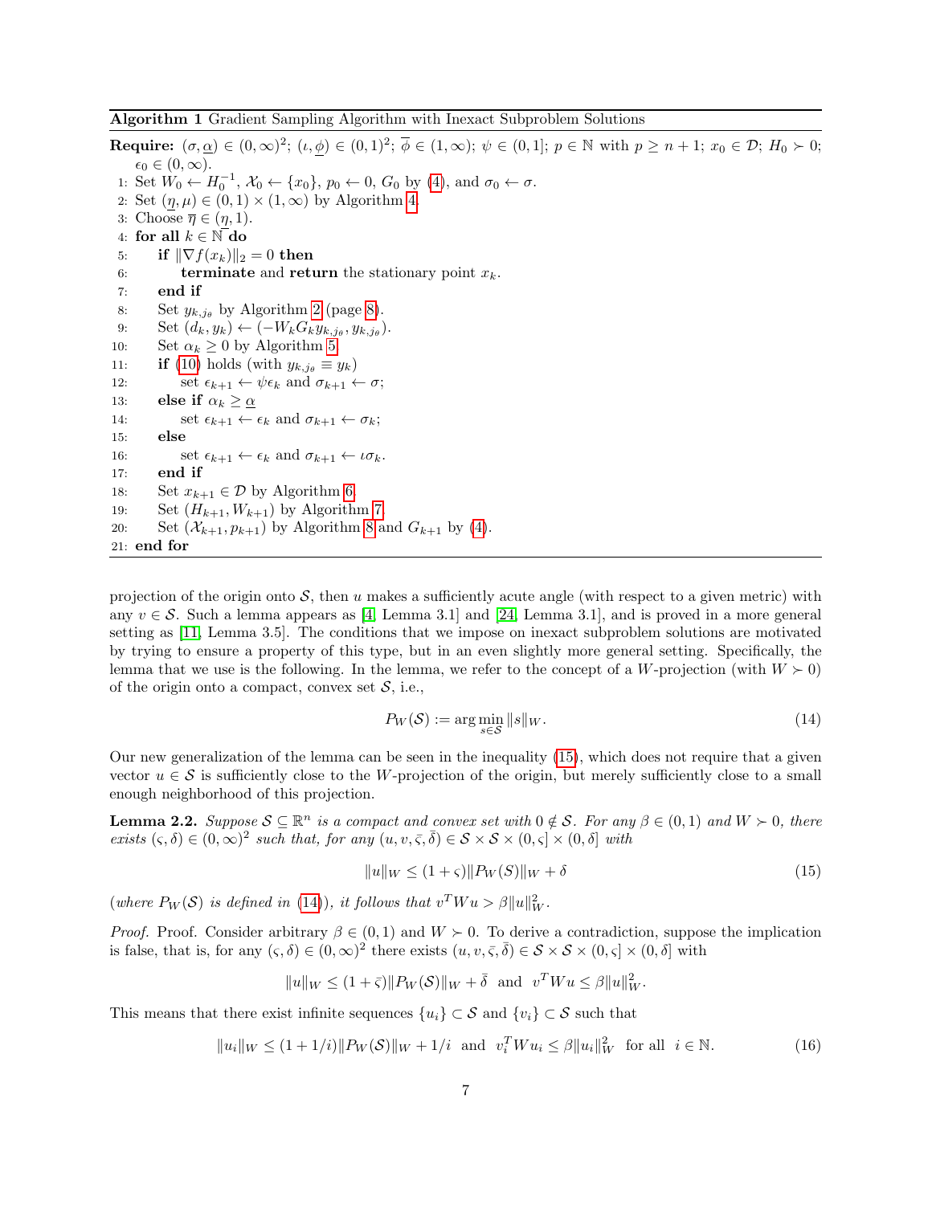**Algorithm 1** Gradient Sampling Algorithm with Inexact Subproblem Solutions

```
Require: (σ, α̲) ∈ (0,∞)²; (ι, ϕ̲) ∈ (0,1)²; ϕ̄ ∈ (1,∞); ψ ∈ (0,1]; p ∈ ℕ with p ≥ n+1; x₀ ∈ 𝒟; H₀ ≻ 0;
    ϵ₀ ∈ (0,∞).
 1: Set W₀ ← H₀⁻¹, 𝒳₀ ← {x₀}, p₀ ← 0, G₀ by (4), and σ₀ ← σ.
 2: Set (η̲, μ) ∈ (0,1) × (1,∞) by Algorithm 4.
 3: Choose η̄ ∈ (η̲, 1).
 4: for all k ∈ ℕ do
 5:     if ‖∇f(x_k)‖₂ = 0 then
 6:         terminate and return the stationary point x_k.
 7:     end if
 8:     Set y_{k,j_θ} by Algorithm 2 (page 8).
 9:     Set (d_k, y_k) ← (−W_k G_k y_{k,j_θ}, y_{k,j_θ}).
10:     Set α_k ≥ 0 by Algorithm 5.
11:     if (10) holds (with y_{k,j_θ} ≡ y_k)
12:         set ϵ_{k+1} ← ψϵ_k and σ_{k+1} ← σ;
13:     else if α_k ≥ α̲
14:         set ϵ_{k+1} ← ϵ_k and σ_{k+1} ← σ_k;
15:     else
16:         set ϵ_{k+1} ← ϵ_k and σ_{k+1} ← ισ_k.
17:     end if
18:     Set x_{k+1} ∈ 𝒟 by Algorithm 6.
19:     Set (H_{k+1}, W_{k+1}) by Algorithm 7.
20:     Set (𝒳_{k+1}, p_{k+1}) by Algorithm 8 and G_{k+1} by (4).
21: end for
```

projection of the origin onto $\mathcal{S}$, then $u$ makes a sufficiently acute angle (with respect to a given metric) with any $v \in \mathcal{S}$. Such a lemma appears as [4, Lemma 3.1] and [24, Lemma 3.1], and is proved in a more general setting as [11, Lemma 3.5]. The conditions that we impose on inexact subproblem solutions are motivated by trying to ensure a property of this type, but in an even slightly more general setting. Specifically, the lemma that we use is the following. In the lemma, we refer to the concept of a $W$-projection (with $W \succ 0$) of the origin onto a compact, convex set $\mathcal{S}$, i.e.,

$$P_W(\mathcal{S}) := \arg\min_{s \in \mathcal{S}} \|s\|_W. \tag{14}$$

Our new generalization of the lemma can be seen in the inequality (15), which does not require that a given vector $u \in \mathcal{S}$ is sufficiently close to the $W$-projection of the origin, but merely sufficiently close to a small enough neighborhood of this projection.

**Lemma 2.2.** *Suppose $\mathcal{S} \subseteq \mathbb{R}^n$ is a compact and convex set with $0 \notin \mathcal{S}$. For any $\beta \in (0,1)$ and $W \succ 0$, there exists $(\varsigma, \delta) \in (0,\infty)^2$ such that, for any $(u, v, \bar{\varsigma}, \bar{\delta}) \in \mathcal{S} \times \mathcal{S} \times (0, \varsigma] \times (0, \delta]$ with*

$$\|u\|_W \le (1 + \varsigma)\|P_W(S)\|_W + \delta \tag{15}$$

*(where $P_W(\mathcal{S})$ is defined in (14)), it follows that $v^T W u > \beta \|u\|_W^2$.*

*Proof.* Proof. Consider arbitrary $\beta \in (0,1)$ and $W \succ 0$. To derive a contradiction, suppose the implication is false, that is, for any $(\varsigma, \delta) \in (0,\infty)^2$ there exists $(u, v, \bar{\varsigma}, \bar{\delta}) \in \mathcal{S} \times \mathcal{S} \times (0, \varsigma] \times (0, \delta]$ with

$$\|u\|_W \le (1 + \bar{\varsigma})\|P_W(\mathcal{S})\|_W + \bar{\delta} \ \text{ and } \ v^T W u \le \beta \|u\|_W^2.$$

This means that there exist infinite sequences $\{u_i\} \subset \mathcal{S}$ and $\{v_i\} \subset \mathcal{S}$ such that

$$\|u_i\|_W \le (1 + 1/i)\|P_W(\mathcal{S})\|_W + 1/i \ \text{ and } \ v_i^T W u_i \le \beta \|u_i\|_W^2 \ \text{ for all } \ i \in \mathbb{N}. \tag{16}$$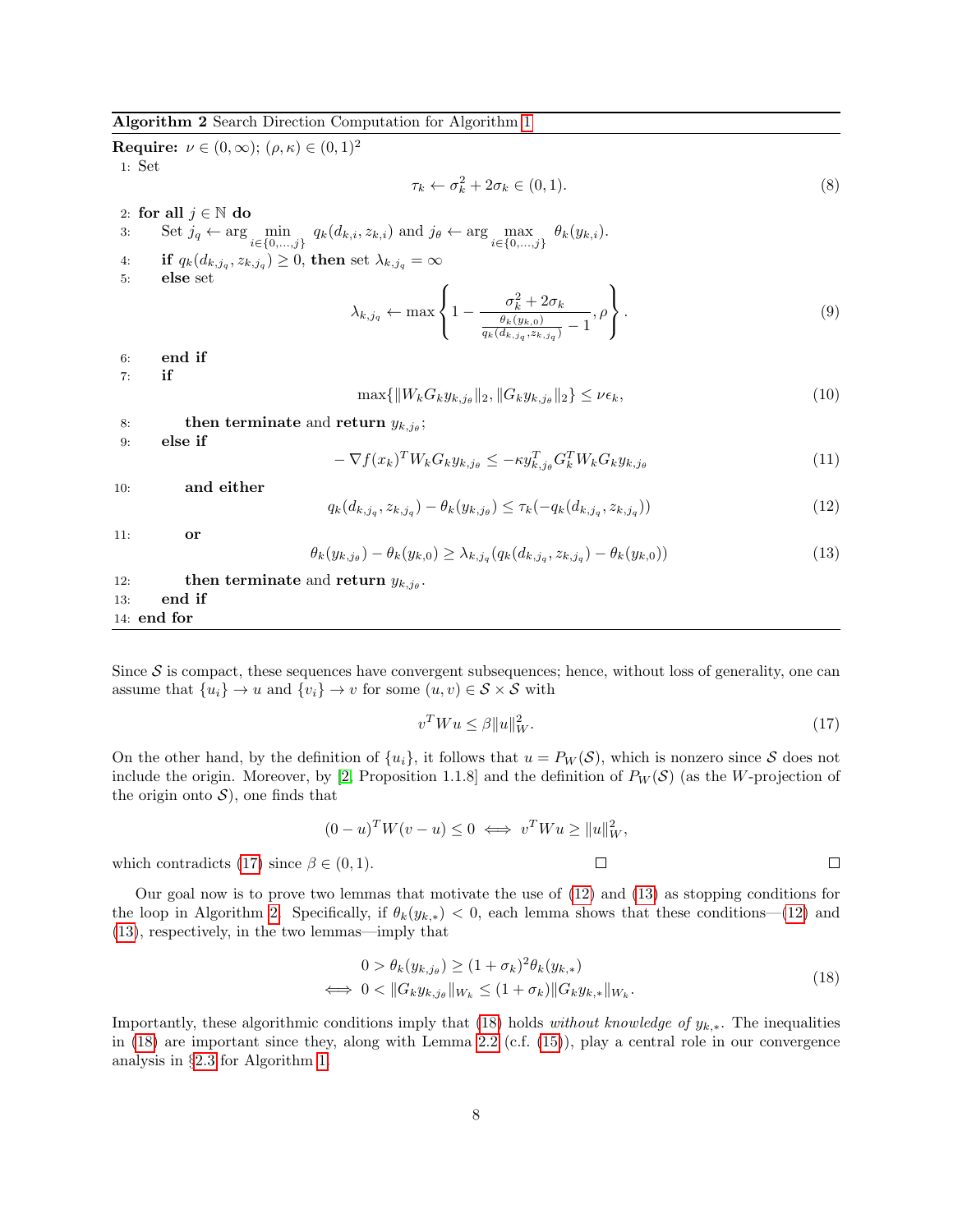**Algorithm 2** Search Direction Computation for Algorithm 1

**Require:** $\nu \in (0,\infty)$; $(\rho,\kappa) \in (0,1)^2$

1: Set
$$\tau_k \leftarrow \sigma_k^2 + 2\sigma_k \in (0,1). \tag{8}$$
2: **for all** $j \in \mathbb{N}$ **do**

3: Set $j_q \leftarrow \arg\min_{i\in\{0,\dots,j\}} q_k(d_{k,i}, z_{k,i})$ and $j_\theta \leftarrow \arg\max_{i\in\{0,\dots,j\}} \theta_k(y_{k,i})$.

4: **if** $q_k(d_{k,j_q}, z_{k,j_q}) \geq 0$, **then** set $\lambda_{k,j_q} = \infty$

5: **else** set
$$\lambda_{k,j_q} \leftarrow \max\left\{1 - \frac{\sigma_k^2 + 2\sigma_k}{\frac{\theta_k(y_{k,0})}{q_k(d_{k,j_q},z_{k,j_q})} - 1}, \rho\right\}. \tag{9}$$
6: **end if**

7: **if**
$$\max\{\|W_k G_k y_{k,j_\theta}\|_2, \|G_k y_{k,j_\theta}\|_2\} \leq \nu\epsilon_k, \tag{10}$$
8: **then terminate** and **return** $y_{k,j_\theta}$;

9: **else if**
$$-\nabla f(x_k)^T W_k G_k y_{k,j_\theta} \leq -\kappa y_{k,j_\theta}^T G_k^T W_k G_k y_{k,j_\theta} \tag{11}$$
10: **and either**
$$q_k(d_{k,j_q}, z_{k,j_q}) - \theta_k(y_{k,j_\theta}) \leq \tau_k(-q_k(d_{k,j_q}, z_{k,j_q})) \tag{12}$$
11: **or**
$$\theta_k(y_{k,j_\theta}) - \theta_k(y_{k,0}) \geq \lambda_{k,j_q}(q_k(d_{k,j_q}, z_{k,j_q}) - \theta_k(y_{k,0})) \tag{13}$$
12: **then terminate** and **return** $y_{k,j_\theta}$.

13: **end if**

14: **end for**

Since $\mathcal{S}$ is compact, these sequences have convergent subsequences; hence, without loss of generality, one can assume that $\{u_i\} \to u$ and $\{v_i\} \to v$ for some $(u,v) \in \mathcal{S} \times \mathcal{S}$ with
$$v^T W u \leq \beta \|u\|_W^2. \tag{17}$$
On the other hand, by the definition of $\{u_i\}$, it follows that $u = P_W(\mathcal{S})$, which is nonzero since $\mathcal{S}$ does not include the origin. Moreover, by [2, Proposition 1.1.8] and the definition of $P_W(\mathcal{S})$ (as the $W$-projection of the origin onto $\mathcal{S}$), one finds that
$$(0-u)^T W(v-u) \leq 0 \iff v^T W u \geq \|u\|_W^2,$$
which contradicts (17) since $\beta \in (0,1)$. □ □

Our goal now is to prove two lemmas that motivate the use of (12) and (13) as stopping conditions for the loop in Algorithm 2. Specifically, if $\theta_k(y_{k,*}) < 0$, each lemma shows that these conditions—(12) and (13), respectively, in the two lemmas—imply that
$$\begin{aligned} &0 > \theta_k(y_{k,j_\theta}) \geq (1+\sigma_k)^2 \theta_k(y_{k,*}) \\ \iff\ &0 < \|G_k y_{k,j_\theta}\|_{W_k} \leq (1+\sigma_k)\|G_k y_{k,*}\|_{W_k}. \end{aligned} \tag{18}$$
Importantly, these algorithmic conditions imply that (18) holds *without knowledge of* $y_{k,*}$. The inequalities in (18) are important since they, along with Lemma 2.2 (c.f. (15)), play a central role in our convergence analysis in §2.3 for Algorithm 1.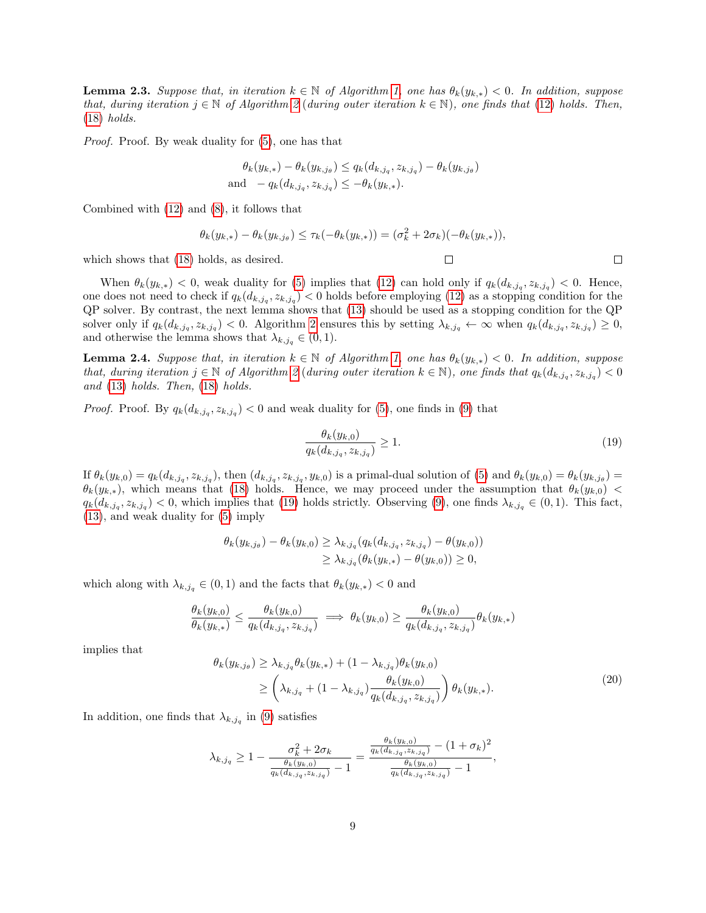**Lemma 2.3.** *Suppose that, in iteration $k \in \mathbb{N}$ of Algorithm 1, one has $\theta_k(y_{k,*}) < 0$. In addition, suppose that, during iteration $j \in \mathbb{N}$ of Algorithm 2 (during outer iteration $k \in \mathbb{N}$), one finds that (12) holds. Then, (18) holds.*

*Proof.* Proof. By weak duality for (5), one has that

$$\theta_k(y_{k,*}) - \theta_k(y_{k,j_\theta}) \leq q_k(d_{k,j_q}, z_{k,j_q}) - \theta_k(y_{k,j_\theta})$$
$$\text{and} \quad -q_k(d_{k,j_q}, z_{k,j_q}) \leq -\theta_k(y_{k,*}).$$

Combined with (12) and (8), it follows that

$$\theta_k(y_{k,*}) - \theta_k(y_{k,j_\theta}) \leq \tau_k(-\theta_k(y_{k,*})) = (\sigma_k^2 + 2\sigma_k)(-\theta_k(y_{k,*})),$$

which shows that (18) holds, as desired. □ □

When $\theta_k(y_{k,*}) < 0$, weak duality for (5) implies that (12) can hold only if $q_k(d_{k,j_q}, z_{k,j_q}) < 0$. Hence, one does not need to check if $q_k(d_{k,j_q}, z_{k,j_q}) < 0$ holds before employing (12) as a stopping condition for the QP solver. By contrast, the next lemma shows that (13) should be used as a stopping condition for the QP solver only if $q_k(d_{k,j_q}, z_{k,j_q}) < 0$. Algorithm 2 ensures this by setting $\lambda_{k,j_q} \leftarrow \infty$ when $q_k(d_{k,j_q}, z_{k,j_q}) \geq 0$, and otherwise the lemma shows that $\lambda_{k,j_q} \in (0,1)$.

**Lemma 2.4.** *Suppose that, in iteration $k \in \mathbb{N}$ of Algorithm 1, one has $\theta_k(y_{k,*}) < 0$. In addition, suppose that, during iteration $j \in \mathbb{N}$ of Algorithm 2 (during outer iteration $k \in \mathbb{N}$), one finds that $q_k(d_{k,j_q}, z_{k,j_q}) < 0$ and (13) holds. Then, (18) holds.*

*Proof.* Proof. By $q_k(d_{k,j_q}, z_{k,j_q}) < 0$ and weak duality for (5), one finds in (9) that

$$\frac{\theta_k(y_{k,0})}{q_k(d_{k,j_q}, z_{k,j_q})} \geq 1. \tag{19}$$

If $\theta_k(y_{k,0}) = q_k(d_{k,j_q}, z_{k,j_q})$, then $(d_{k,j_q}, z_{k,j_q}, y_{k,0})$ is a primal-dual solution of (5) and $\theta_k(y_{k,0}) = \theta_k(y_{k,j_\theta}) = \theta_k(y_{k,*})$, which means that (18) holds. Hence, we may proceed under the assumption that $\theta_k(y_{k,0}) < q_k(d_{k,j_q}, z_{k,j_q}) < 0$, which implies that (19) holds strictly. Observing (9), one finds $\lambda_{k,j_q} \in (0,1)$. This fact, (13), and weak duality for (5) imply

$$\begin{aligned}
\theta_k(y_{k,j_\theta}) - \theta_k(y_{k,0}) &\geq \lambda_{k,j_q}(q_k(d_{k,j_q}, z_{k,j_q}) - \theta(y_{k,0})) \\
&\geq \lambda_{k,j_q}(\theta_k(y_{k,*}) - \theta(y_{k,0})) \geq 0,
\end{aligned}$$

which along with $\lambda_{k,j_q} \in (0,1)$ and the facts that $\theta_k(y_{k,*}) < 0$ and

$$\frac{\theta_k(y_{k,0})}{\theta_k(y_{k,*})} \leq \frac{\theta_k(y_{k,0})}{q_k(d_{k,j_q}, z_{k,j_q})} \implies \theta_k(y_{k,0}) \geq \frac{\theta_k(y_{k,0})}{q_k(d_{k,j_q}, z_{k,j_q})}\theta_k(y_{k,*})$$

implies that

$$\begin{aligned}
\theta_k(y_{k,j_\theta}) &\geq \lambda_{k,j_q}\theta_k(y_{k,*}) + (1 - \lambda_{k,j_q})\theta_k(y_{k,0}) \\
&\geq \left(\lambda_{k,j_q} + (1 - \lambda_{k,j_q})\frac{\theta_k(y_{k,0})}{q_k(d_{k,j_q}, z_{k,j_q})}\right)\theta_k(y_{k,*}).
\end{aligned} \tag{20}$$

In addition, one finds that $\lambda_{k,j_q}$ in (9) satisfies

$$\lambda_{k,j_q} \geq 1 - \frac{\sigma_k^2 + 2\sigma_k}{\frac{\theta_k(y_{k,0})}{q_k(d_{k,j_q}, z_{k,j_q})} - 1} = \frac{\frac{\theta_k(y_{k,0})}{q_k(d_{k,j_q}, z_{k,j_q})} - (1 + \sigma_k)^2}{\frac{\theta_k(y_{k,0})}{q_k(d_{k,j_q}, z_{k,j_q})} - 1},$$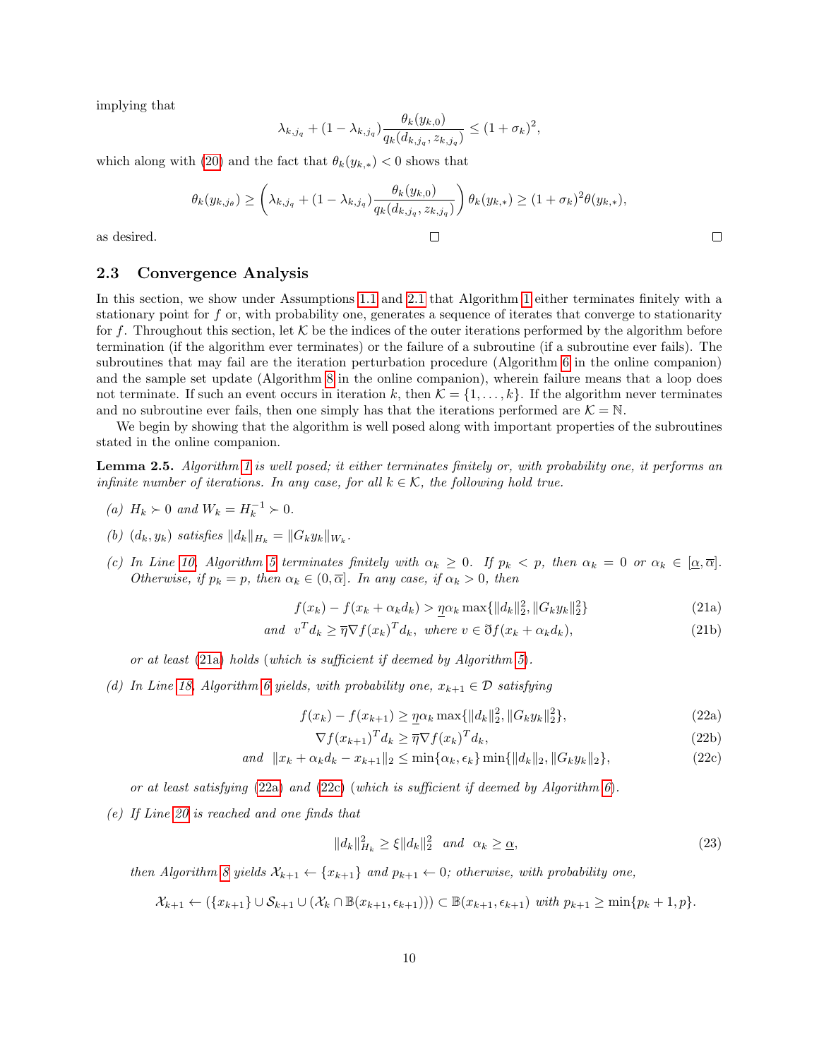implying that

$$\lambda_{k,j_q} + (1 - \lambda_{k,j_q})\frac{\theta_k(y_{k,0})}{q_k(d_{k,j_q}, z_{k,j_q})} \leq (1+\sigma_k)^2,$$

which along with (20) and the fact that $\theta_k(y_{k,*}) < 0$ shows that

$$\theta_k(y_{k,j_\theta}) \geq \left(\lambda_{k,j_q} + (1 - \lambda_{k,j_q})\frac{\theta_k(y_{k,0})}{q_k(d_{k,j_q}, z_{k,j_q})}\right)\theta_k(y_{k,*}) \geq (1+\sigma_k)^2\theta(y_{k,*}),$$

as desired. □ □

## 2.3 Convergence Analysis

In this section, we show under Assumptions 1.1 and 2.1 that Algorithm 1 either terminates finitely with a stationary point for $f$ or, with probability one, generates a sequence of iterates that converge to stationarity for $f$. Throughout this section, let $\mathcal{K}$ be the indices of the outer iterations performed by the algorithm before termination (if the algorithm ever terminates) or the failure of a subroutine (if a subroutine ever fails). The subroutines that may fail are the iteration perturbation procedure (Algorithm 6 in the online companion) and the sample set update (Algorithm 8 in the online companion), wherein failure means that a loop does not terminate. If such an event occurs in iteration $k$, then $\mathcal{K} = \{1, \dots, k\}$. If the algorithm never terminates and no subroutine ever fails, then one simply has that the iterations performed are $\mathcal{K} = \mathbb{N}$.

We begin by showing that the algorithm is well posed along with important properties of the subroutines stated in the online companion.

**Lemma 2.5.** *Algorithm 1 is well posed; it either terminates finitely or, with probability one, it performs an infinite number of iterations. In any case, for all $k \in \mathcal{K}$, the following hold true.*

*(a)* $H_k \succ 0$ *and* $W_k = H_k^{-1} \succ 0$.

*(b)* $(d_k, y_k)$ *satisfies* $\|d_k\|_{H_k} = \|G_k y_k\|_{W_k}$.

*(c) In Line 10, Algorithm 5 terminates finitely with $\alpha_k \geq 0$. If $p_k < p$, then $\alpha_k = 0$ or $\alpha_k \in [\underline{\alpha}, \overline{\alpha}]$. Otherwise, if $p_k = p$, then $\alpha_k \in (0, \overline{\alpha}]$. In any case, if $\alpha_k > 0$, then*

$$f(x_k) - f(x_k + \alpha_k d_k) > \underline{\eta}\alpha_k \max\{\|d_k\|_2^2, \|G_k y_k\|_2^2\} \tag{21a}$$

$$\text{and} \;\; v^T d_k \geq \overline{\eta}\nabla f(x_k)^T d_k, \;\; \text{where } v \in \eth f(x_k + \alpha_k d_k), \tag{21b}$$

*or at least (21a) holds (which is sufficient if deemed by Algorithm 5).*

*(d) In Line 18, Algorithm 6 yields, with probability one, $x_{k+1} \in \mathcal{D}$ satisfying*

$$f(x_k) - f(x_{k+1}) \geq \underline{\eta}\alpha_k \max\{\|d_k\|_2^2, \|G_k y_k\|_2^2\}, \tag{22a}$$

$$\nabla f(x_{k+1})^T d_k \geq \overline{\eta}\nabla f(x_k)^T d_k, \tag{22b}$$

$$\text{and} \;\; \|x_k + \alpha_k d_k - x_{k+1}\|_2 \leq \min\{\alpha_k, \epsilon_k\}\min\{\|d_k\|_2, \|G_k y_k\|_2\}, \tag{22c}$$

*or at least satisfying (22a) and (22c) (which is sufficient if deemed by Algorithm 6).*

*(e) If Line 20 is reached and one finds that*

$$\|d_k\|_{H_k}^2 \geq \xi\|d_k\|_2^2 \;\; \text{and} \;\; \alpha_k \geq \underline{\alpha}, \tag{23}$$

*then Algorithm 8 yields $\mathcal{X}_{k+1} \leftarrow \{x_{k+1}\}$ and $p_{k+1} \leftarrow 0$; otherwise, with probability one,*

$$\mathcal{X}_{k+1} \leftarrow (\{x_{k+1}\} \cup \mathcal{S}_{k+1} \cup (\mathcal{X}_k \cap \mathbb{B}(x_{k+1}, \epsilon_{k+1}))) \subset \mathbb{B}(x_{k+1}, \epsilon_{k+1}) \text{ with } p_{k+1} \geq \min\{p_k + 1, p\}.$$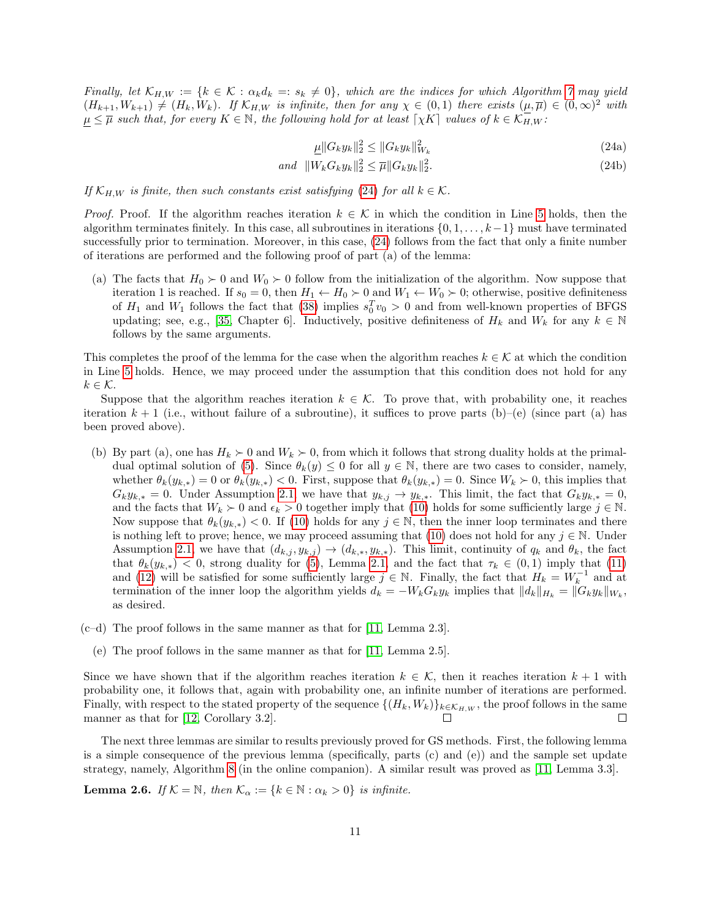*Finally, let $\mathcal{K}_{H,W} := \{k \in \mathcal{K} : \alpha_k d_k =: s_k \neq 0\}$, which are the indices for which Algorithm 7 may yield $(H_{k+1}, W_{k+1}) \neq (H_k, W_k)$. If $\mathcal{K}_{H,W}$ is infinite, then for any $\chi \in (0,1)$ there exists $(\underline{\mu}, \overline{\mu}) \in (0,\infty)^2$ with $\underline{\mu} \leq \overline{\mu}$ such that, for every $K \in \mathbb{N}$, the following hold for at least $\lceil \chi K \rceil$ values of $k \in \mathcal{K}_{H,W}$:*

$$\underline{\mu}\|G_k y_k\|_2^2 \leq \|G_k y_k\|_{W_k}^2 \tag{24a}$$

$$\text{and} \quad \|W_k G_k y_k\|_2^2 \leq \overline{\mu}\|G_k y_k\|_2^2. \tag{24b}$$

*If $\mathcal{K}_{H,W}$ is finite, then such constants exist satisfying (24) for all $k \in \mathcal{K}$.*

*Proof.* Proof. If the algorithm reaches iteration $k \in \mathcal{K}$ in which the condition in Line 5 holds, then the algorithm terminates finitely. In this case, all subroutines in iterations $\{0, 1, \dots, k-1\}$ must have terminated successfully prior to termination. Moreover, in this case, (24) follows from the fact that only a finite number of iterations are performed and the following proof of part (a) of the lemma:

(a) The facts that $H_0 \succ 0$ and $W_0 \succ 0$ follow from the initialization of the algorithm. Now suppose that iteration 1 is reached. If $s_0 = 0$, then $H_1 \leftarrow H_0 \succ 0$ and $W_1 \leftarrow W_0 \succ 0$; otherwise, positive definiteness of $H_1$ and $W_1$ follows the fact that (38) implies $s_0^T v_0 > 0$ and from well-known properties of BFGS updating; see, e.g., [35, Chapter 6]. Inductively, positive definiteness of $H_k$ and $W_k$ for any $k \in \mathbb{N}$ follows by the same arguments.

This completes the proof of the lemma for the case when the algorithm reaches $k \in \mathcal{K}$ at which the condition in Line 5 holds. Hence, we may proceed under the assumption that this condition does not hold for any $k \in \mathcal{K}$.

Suppose that the algorithm reaches iteration $k \in \mathcal{K}$. To prove that, with probability one, it reaches iteration $k+1$ (i.e., without failure of a subroutine), it suffices to prove parts (b)–(e) (since part (a) has been proved above).

(b) By part (a), one has $H_k \succ 0$ and $W_k \succ 0$, from which it follows that strong duality holds at the primal-dual optimal solution of (5). Since $\theta_k(y) \leq 0$ for all $y \in \mathbb{N}$, there are two cases to consider, namely, whether $\theta_k(y_{k,*}) = 0$ or $\theta_k(y_{k,*}) < 0$. First, suppose that $\theta_k(y_{k,*}) = 0$. Since $W_k \succ 0$, this implies that $G_k y_{k,*} = 0$. Under Assumption 2.1, we have that $y_{k,j} \to y_{k,*}$. This limit, the fact that $G_k y_{k,*} = 0$, and the facts that $W_k \succ 0$ and $\epsilon_k > 0$ together imply that (10) holds for some sufficiently large $j \in \mathbb{N}$. Now suppose that $\theta_k(y_{k,*}) < 0$. If (10) holds for any $j \in \mathbb{N}$, then the inner loop terminates and there is nothing left to prove; hence, we may proceed assuming that (10) does not hold for any $j \in \mathbb{N}$. Under Assumption 2.1, we have that $(d_{k,j}, y_{k,j}) \to (d_{k,*}, y_{k,*})$. This limit, continuity of $q_k$ and $\theta_k$, the fact that $\theta_k(y_{k,*}) < 0$, strong duality for (5), Lemma 2.1, and the fact that $\tau_k \in (0,1)$ imply that (11) and (12) will be satisfied for some sufficiently large $j \in \mathbb{N}$. Finally, the fact that $H_k = W_k^{-1}$ and at termination of the inner loop the algorithm yields $d_k = -W_k G_k y_k$ implies that $\|d_k\|_{H_k} = \|G_k y_k\|_{W_k}$, as desired.

(c–d) The proof follows in the same manner as that for [11, Lemma 2.3].

(e) The proof follows in the same manner as that for [11, Lemma 2.5].

Since we have shown that if the algorithm reaches iteration $k \in \mathcal{K}$, then it reaches iteration $k+1$ with probability one, it follows that, again with probability one, an infinite number of iterations are performed. Finally, with respect to the stated property of the sequence $\{(H_k, W_k)\}_{k \in \mathcal{K}_{H,W}}$, the proof follows in the same manner as that for [12, Corollary 3.2]. □ □

The next three lemmas are similar to results previously proved for GS methods. First, the following lemma is a simple consequence of the previous lemma (specifically, parts (c) and (e)) and the sample set update strategy, namely, Algorithm 8 (in the online companion). A similar result was proved as [11, Lemma 3.3].

**Lemma 2.6.** *If $\mathcal{K} = \mathbb{N}$, then $\mathcal{K}_\alpha := \{k \in \mathbb{N} : \alpha_k > 0\}$ is infinite.*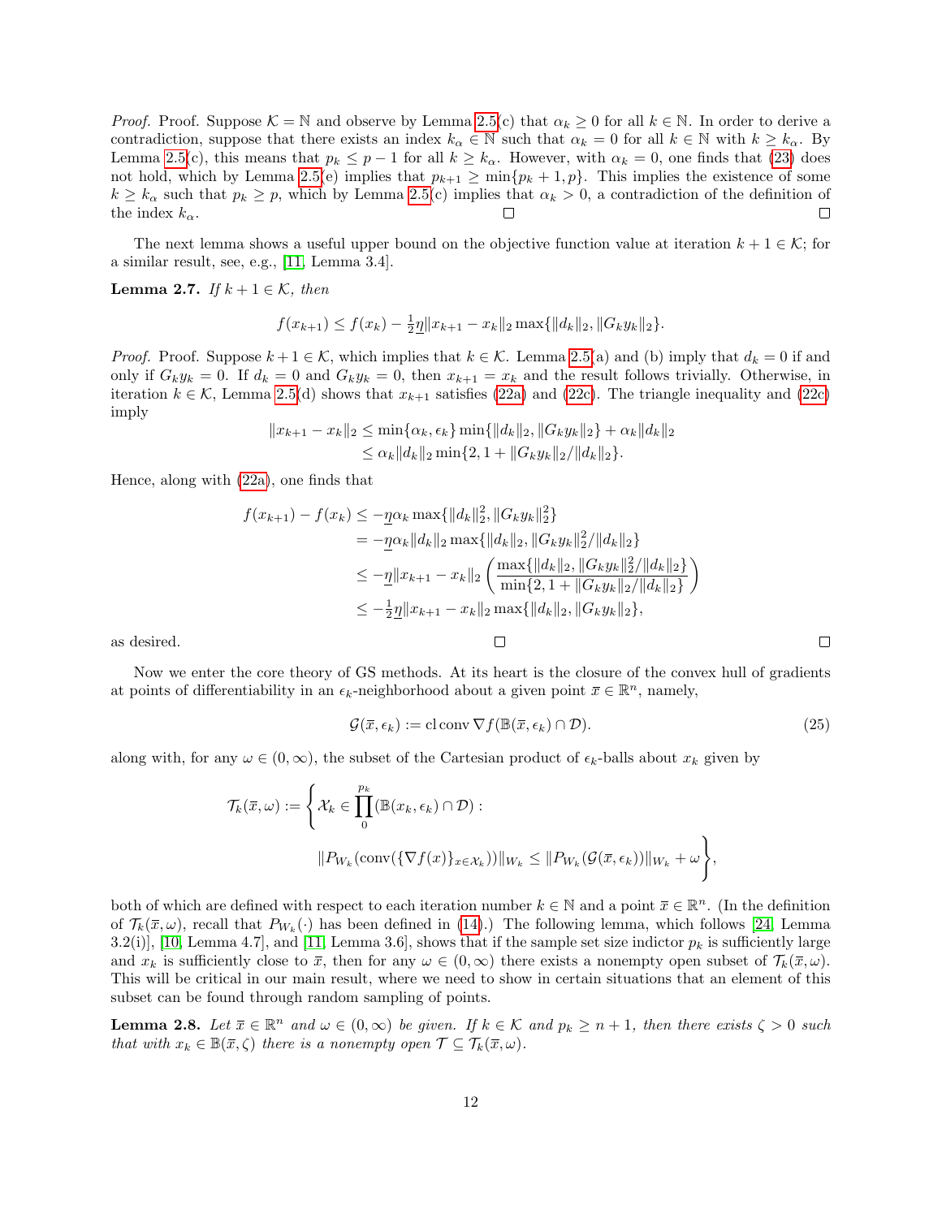*Proof.* Proof. Suppose $\mathcal{K} = \mathbb{N}$ and observe by Lemma 2.5(c) that $\alpha_k \geq 0$ for all $k \in \mathbb{N}$. In order to derive a contradiction, suppose that there exists an index $k_\alpha \in \mathbb{N}$ such that $\alpha_k = 0$ for all $k \in \mathbb{N}$ with $k \geq k_\alpha$. By Lemma 2.5(c), this means that $p_k \leq p - 1$ for all $k \geq k_\alpha$. However, with $\alpha_k = 0$, one finds that (23) does not hold, which by Lemma 2.5(e) implies that $p_{k+1} \geq \min\{p_k + 1, p\}$. This implies the existence of some $k \geq k_\alpha$ such that $p_k \geq p$, which by Lemma 2.5(c) implies that $\alpha_k > 0$, a contradiction of the definition of the index $k_\alpha$. □ □

The next lemma shows a useful upper bound on the objective function value at iteration $k+1 \in \mathcal{K}$; for a similar result, see, e.g., [11, Lemma 3.4].

**Lemma 2.7.** *If $k + 1 \in \mathcal{K}$, then*

$$f(x_{k+1}) \leq f(x_k) - \tfrac{1}{2}\underline{\eta}\|x_{k+1} - x_k\|_2 \max\{\|d_k\|_2, \|G_k y_k\|_2\}.$$

*Proof.* Proof. Suppose $k+1 \in \mathcal{K}$, which implies that $k \in \mathcal{K}$. Lemma 2.5(a) and (b) imply that $d_k = 0$ if and only if $G_k y_k = 0$. If $d_k = 0$ and $G_k y_k = 0$, then $x_{k+1} = x_k$ and the result follows trivially. Otherwise, in iteration $k \in \mathcal{K}$, Lemma 2.5(d) shows that $x_{k+1}$ satisfies (22a) and (22c). The triangle inequality and (22c) imply

$$\begin{aligned}
\|x_{k+1} - x_k\|_2 &\leq \min\{\alpha_k, \epsilon_k\} \min\{\|d_k\|_2, \|G_k y_k\|_2\} + \alpha_k\|d_k\|_2 \\
&\leq \alpha_k\|d_k\|_2 \min\{2, 1 + \|G_k y_k\|_2/\|d_k\|_2\}.
\end{aligned}$$

Hence, along with (22a), one finds that

$$\begin{aligned}
f(x_{k+1}) - f(x_k) &\leq -\underline{\eta}\alpha_k \max\{\|d_k\|_2^2, \|G_k y_k\|_2^2\} \\
&= -\underline{\eta}\alpha_k\|d_k\|_2 \max\{\|d_k\|_2, \|G_k y_k\|_2^2/\|d_k\|_2\} \\
&\leq -\underline{\eta}\|x_{k+1} - x_k\|_2 \left(\frac{\max\{\|d_k\|_2, \|G_k y_k\|_2^2/\|d_k\|_2\}}{\min\{2, 1 + \|G_k y_k\|_2/\|d_k\|_2\}}\right) \\
&\leq -\tfrac{1}{2}\underline{\eta}\|x_{k+1} - x_k\|_2 \max\{\|d_k\|_2, \|G_k y_k\|_2\},
\end{aligned}$$

as desired. □ □

Now we enter the core theory of GS methods. At its heart is the closure of the convex hull of gradients at points of differentiability in an $\epsilon_k$-neighborhood about a given point $\overline{x} \in \mathbb{R}^n$, namely,

$$\mathcal{G}(\overline{x}, \epsilon_k) := \operatorname{cl}\operatorname{conv} \nabla f(\mathbb{B}(\overline{x}, \epsilon_k) \cap \mathcal{D}). \tag{25}$$

along with, for any $\omega \in (0, \infty)$, the subset of the Cartesian product of $\epsilon_k$-balls about $x_k$ given by

$$\mathcal{T}_k(\overline{x}, \omega) := \Bigg\{ \mathcal{X}_k \in \prod_0^{p_k} (\mathbb{B}(x_k, \epsilon_k) \cap \mathcal{D}) : \\ \|P_{W_k}(\operatorname{conv}(\{\nabla f(x)\}_{x \in \mathcal{X}_k}))\|_{W_k} \leq \|P_{W_k}(\mathcal{G}(\overline{x}, \epsilon_k))\|_{W_k} + \omega \Bigg\},$$

both of which are defined with respect to each iteration number $k \in \mathbb{N}$ and a point $\overline{x} \in \mathbb{R}^n$. (In the definition of $\mathcal{T}_k(\overline{x}, \omega)$, recall that $P_{W_k}(\cdot)$ has been defined in (14).) The following lemma, which follows [24, Lemma 3.2(i)], [10, Lemma 4.7], and [11, Lemma 3.6], shows that if the sample set size indictor $p_k$ is sufficiently large and $x_k$ is sufficiently close to $\overline{x}$, then for any $\omega \in (0, \infty)$ there exists a nonempty open subset of $\mathcal{T}_k(\overline{x}, \omega)$. This will be critical in our main result, where we need to show in certain situations that an element of this subset can be found through random sampling of points.

**Lemma 2.8.** *Let $\overline{x} \in \mathbb{R}^n$ and $\omega \in (0, \infty)$ be given. If $k \in \mathcal{K}$ and $p_k \geq n + 1$, then there exists $\zeta > 0$ such that with $x_k \in \mathbb{B}(\overline{x}, \zeta)$ there is a nonempty open $\mathcal{T} \subseteq \mathcal{T}_k(\overline{x}, \omega)$.*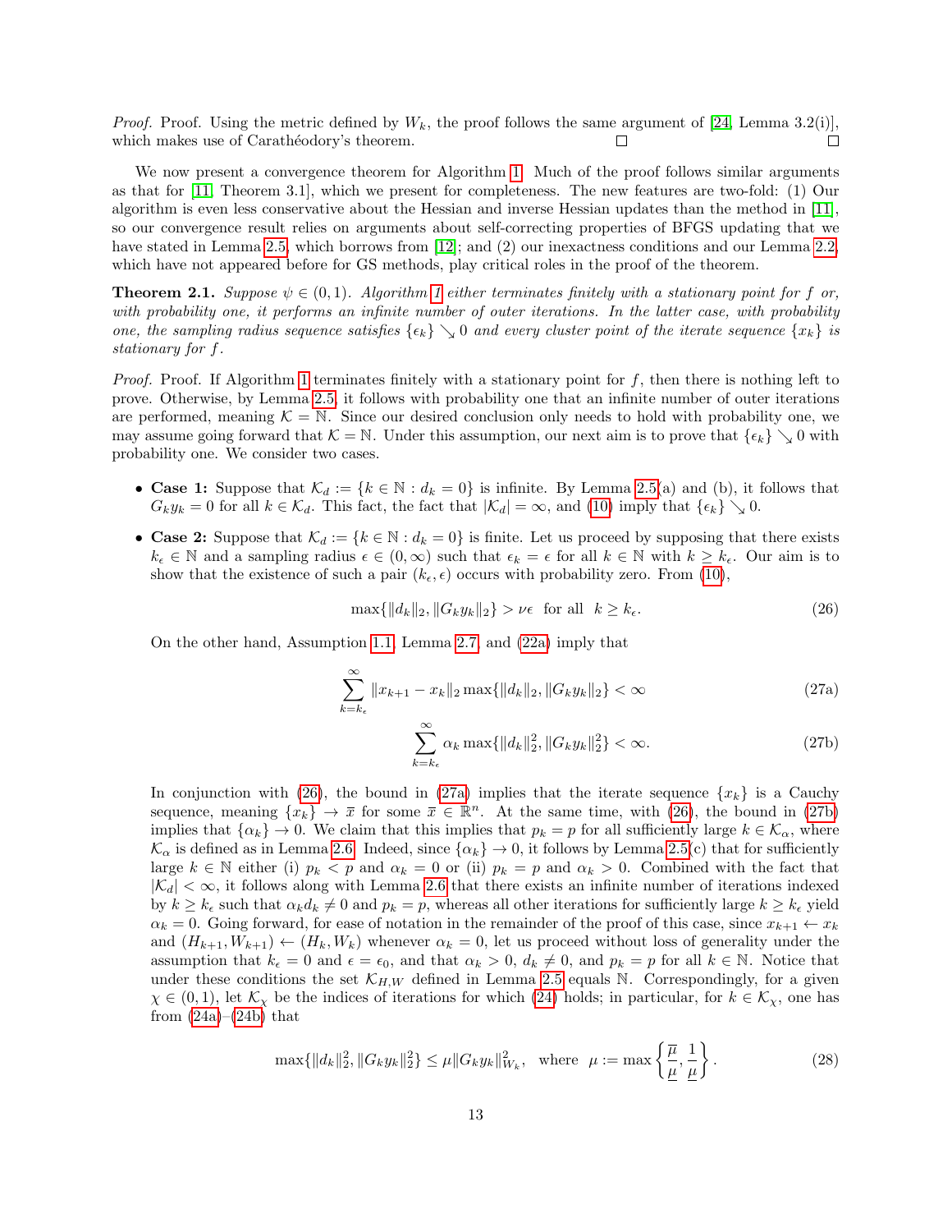*Proof.* Proof. Using the metric defined by $W_k$, the proof follows the same argument of [24, Lemma 3.2(i)], which makes use of Carathéodory's theorem. □ □

We now present a convergence theorem for Algorithm 1. Much of the proof follows similar arguments as that for [11, Theorem 3.1], which we present for completeness. The new features are two-fold: (1) Our algorithm is even less conservative about the Hessian and inverse Hessian updates than the method in [11], so our convergence result relies on arguments about self-correcting properties of BFGS updating that we have stated in Lemma 2.5, which borrows from [12]; and (2) our inexactness conditions and our Lemma 2.2, which have not appeared before for GS methods, play critical roles in the proof of the theorem.

**Theorem 2.1.** *Suppose $\psi \in (0,1)$. Algorithm 1 either terminates finitely with a stationary point for $f$ or, with probability one, it performs an infinite number of outer iterations. In the latter case, with probability one, the sampling radius sequence satisfies $\{\epsilon_k\} \searrow 0$ and every cluster point of the iterate sequence $\{x_k\}$ is stationary for $f$.*

*Proof.* Proof. If Algorithm 1 terminates finitely with a stationary point for $f$, then there is nothing left to prove. Otherwise, by Lemma 2.5, it follows with probability one that an infinite number of outer iterations are performed, meaning $\mathcal{K} = \mathbb{N}$. Since our desired conclusion only needs to hold with probability one, we may assume going forward that $\mathcal{K} = \mathbb{N}$. Under this assumption, our next aim is to prove that $\{\epsilon_k\} \searrow 0$ with probability one. We consider two cases.

- **Case 1:** Suppose that $\mathcal{K}_d := \{k \in \mathbb{N} : d_k = 0\}$ is infinite. By Lemma 2.5(a) and (b), it follows that $G_k y_k = 0$ for all $k \in \mathcal{K}_d$. This fact, the fact that $|\mathcal{K}_d| = \infty$, and (10) imply that $\{\epsilon_k\} \searrow 0$.
- **Case 2:** Suppose that $\mathcal{K}_d := \{k \in \mathbb{N} : d_k = 0\}$ is finite. Let us proceed by supposing that there exists $k_\epsilon \in \mathbb{N}$ and a sampling radius $\epsilon \in (0,\infty)$ such that $\epsilon_k = \epsilon$ for all $k \in \mathbb{N}$ with $k \geq k_\epsilon$. Our aim is to show that the existence of such a pair $(k_\epsilon, \epsilon)$ occurs with probability zero. From (10),

$$\max\{\|d_k\|_2, \|G_k y_k\|_2\} > \nu\epsilon \ \text{ for all } \ k \geq k_\epsilon. \tag{26}$$

On the other hand, Assumption 1.1, Lemma 2.7, and (22a) imply that

$$\sum_{k=k_\epsilon}^{\infty} \|x_{k+1} - x_k\|_2 \max\{\|d_k\|_2, \|G_k y_k\|_2\} < \infty \tag{27a}$$

$$\sum_{k=k_\epsilon}^{\infty} \alpha_k \max\{\|d_k\|_2^2, \|G_k y_k\|_2^2\} < \infty. \tag{27b}$$

In conjunction with (26), the bound in (27a) implies that the iterate sequence $\{x_k\}$ is a Cauchy sequence, meaning $\{x_k\} \to \bar{x}$ for some $\bar{x} \in \mathbb{R}^n$. At the same time, with (26), the bound in (27b) implies that $\{\alpha_k\} \to 0$. We claim that this implies that $p_k = p$ for all sufficiently large $k \in \mathcal{K}_\alpha$, where $\mathcal{K}_\alpha$ is defined as in Lemma 2.6. Indeed, since $\{\alpha_k\} \to 0$, it follows by Lemma 2.5(c) that for sufficiently large $k \in \mathbb{N}$ either (i) $p_k < p$ and $\alpha_k = 0$ or (ii) $p_k = p$ and $\alpha_k > 0$. Combined with the fact that $|\mathcal{K}_d| < \infty$, it follows along with Lemma 2.6 that there exists an infinite number of iterations indexed by $k \geq k_\epsilon$ such that $\alpha_k d_k \neq 0$ and $p_k = p$, whereas all other iterations for sufficiently large $k \geq k_\epsilon$ yield $\alpha_k = 0$. Going forward, for ease of notation in the remainder of the proof of this case, since $x_{k+1} \leftarrow x_k$ and $(H_{k+1}, W_{k+1}) \leftarrow (H_k, W_k)$ whenever $\alpha_k = 0$, let us proceed without loss of generality under the assumption that $k_\epsilon = 0$ and $\epsilon = \epsilon_0$, and that $\alpha_k > 0$, $d_k \neq 0$, and $p_k = p$ for all $k \in \mathbb{N}$. Notice that under these conditions the set $\mathcal{K}_{H,W}$ defined in Lemma 2.5 equals $\mathbb{N}$. Correspondingly, for a given $\chi \in (0,1)$, let $\mathcal{K}_\chi$ be the indices of iterations for which (24) holds; in particular, for $k \in \mathcal{K}_\chi$, one has from (24a)–(24b) that

$$\max\{\|d_k\|_2^2, \|G_k y_k\|_2^2\} \leq \mu \|G_k y_k\|_{W_k}^2, \ \text{ where } \ \mu := \max\left\{\frac{\overline{\mu}}{\underline{\mu}}, \frac{1}{\underline{\mu}}\right\}. \tag{28}$$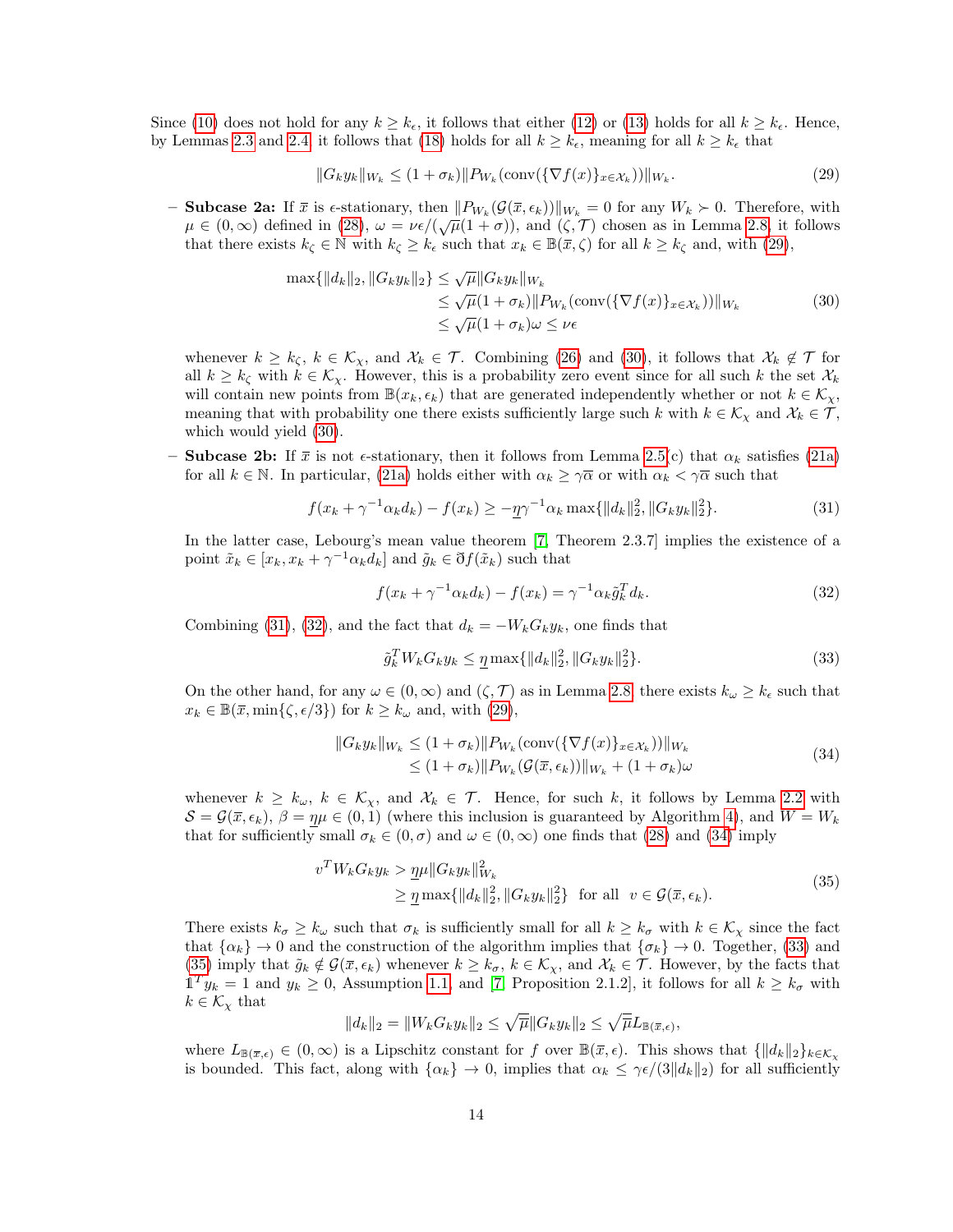Since (10) does not hold for any $k \geq k_\epsilon$, it follows that either (12) or (13) holds for all $k \geq k_\epsilon$. Hence, by Lemmas 2.3 and 2.4, it follows that (18) holds for all $k \geq k_\epsilon$, meaning for all $k \geq k_\epsilon$ that

$$\|G_k y_k\|_{W_k} \leq (1+\sigma_k)\|P_{W_k}(\mathrm{conv}(\{\nabla f(x)\}_{x\in\mathcal{X}_k}))\|_{W_k}. \tag{29}$$

– **Subcase 2a:** If $\bar{x}$ is $\epsilon$-stationary, then $\|P_{W_k}(\mathcal{G}(\bar{x},\epsilon_k))\|_{W_k} = 0$ for any $W_k \succ 0$. Therefore, with $\mu \in (0,\infty)$ defined in (28), $\omega = \nu\epsilon/(\sqrt{\mu}(1+\sigma))$, and $(\zeta,\mathcal{T})$ chosen as in Lemma 2.8, it follows that there exists $k_\zeta \in \mathbb{N}$ with $k_\zeta \geq k_\epsilon$ such that $x_k \in \mathbb{B}(\bar{x},\zeta)$ for all $k \geq k_\zeta$ and, with (29),

$$\begin{aligned}
\max\{\|d_k\|_2, \|G_k y_k\|_2\} &\leq \sqrt{\mu}\|G_k y_k\|_{W_k} \\
&\leq \sqrt{\mu}(1+\sigma_k)\|P_{W_k}(\mathrm{conv}(\{\nabla f(x)\}_{x\in\mathcal{X}_k}))\|_{W_k} \\
&\leq \sqrt{\mu}(1+\sigma_k)\omega \leq \nu\epsilon
\end{aligned} \tag{30}$$

whenever $k \geq k_\zeta$, $k \in \mathcal{K}_\chi$, and $\mathcal{X}_k \in \mathcal{T}$. Combining (26) and (30), it follows that $\mathcal{X}_k \notin \mathcal{T}$ for all $k \geq k_\zeta$ with $k \in \mathcal{K}_\chi$. However, this is a probability zero event since for all such $k$ the set $\mathcal{X}_k$ will contain new points from $\mathbb{B}(x_k,\epsilon_k)$ that are generated independently whether or not $k \in \mathcal{K}_\chi$, meaning that with probability one there exists sufficiently large such $k$ with $k \in \mathcal{K}_\chi$ and $\mathcal{X}_k \in \mathcal{T}$, which would yield (30).

– **Subcase 2b:** If $\bar{x}$ is not $\epsilon$-stationary, then it follows from Lemma 2.5(c) that $\alpha_k$ satisfies (21a) for all $k \in \mathbb{N}$. In particular, (21a) holds either with $\alpha_k \geq \gamma\overline{\alpha}$ or with $\alpha_k < \gamma\overline{\alpha}$ such that

$$f(x_k + \gamma^{-1}\alpha_k d_k) - f(x_k) \geq -\underline{\eta}\gamma^{-1}\alpha_k \max\{\|d_k\|_2^2, \|G_k y_k\|_2^2\}. \tag{31}$$

In the latter case, Lebourg's mean value theorem [7, Theorem 2.3.7] implies the existence of a point $\tilde{x}_k \in [x_k, x_k + \gamma^{-1}\alpha_k d_k]$ and $\tilde{g}_k \in \eth f(\tilde{x}_k)$ such that

$$f(x_k + \gamma^{-1}\alpha_k d_k) - f(x_k) = \gamma^{-1}\alpha_k \tilde{g}_k^T d_k. \tag{32}$$

Combining (31), (32), and the fact that $d_k = -W_k G_k y_k$, one finds that

$$\tilde{g}_k^T W_k G_k y_k \leq \underline{\eta}\max\{\|d_k\|_2^2, \|G_k y_k\|_2^2\}. \tag{33}$$

On the other hand, for any $\omega \in (0,\infty)$ and $(\zeta,\mathcal{T})$ as in Lemma 2.8, there exists $k_\omega \geq k_\epsilon$ such that $x_k \in \mathbb{B}(\bar{x},\min\{\zeta,\epsilon/3\})$ for $k \geq k_\omega$ and, with (29),

$$\begin{aligned}
\|G_k y_k\|_{W_k} &\leq (1+\sigma_k)\|P_{W_k}(\mathrm{conv}(\{\nabla f(x)\}_{x\in\mathcal{X}_k}))\|_{W_k} \\
&\leq (1+\sigma_k)\|P_{W_k}(\mathcal{G}(\bar{x},\epsilon_k))\|_{W_k} + (1+\sigma_k)\omega
\end{aligned} \tag{34}$$

whenever $k \geq k_\omega$, $k \in \mathcal{K}_\chi$, and $\mathcal{X}_k \in \mathcal{T}$. Hence, for such $k$, it follows by Lemma 2.2 with $\mathcal{S} = \mathcal{G}(\bar{x},\epsilon_k)$, $\beta = \underline{\eta}\mu \in (0,1)$ (where this inclusion is guaranteed by Algorithm 4), and $W = W_k$ that for sufficiently small $\sigma_k \in (0,\sigma)$ and $\omega \in (0,\infty)$ one finds that (28) and (34) imply

$$\begin{aligned}
v^T W_k G_k y_k &> \underline{\eta}\mu\|G_k y_k\|_{W_k}^2 \\
&\geq \underline{\eta}\max\{\|d_k\|_2^2, \|G_k y_k\|_2^2\} \ \text{ for all } \ v \in \mathcal{G}(\bar{x},\epsilon_k).
\end{aligned} \tag{35}$$

There exists $k_\sigma \geq k_\omega$ such that $\sigma_k$ is sufficiently small for all $k \geq k_\sigma$ with $k \in \mathcal{K}_\chi$ since the fact that $\{\alpha_k\} \to 0$ and the construction of the algorithm implies that $\{\sigma_k\} \to 0$. Together, (33) and (35) imply that $\tilde{g}_k \notin \mathcal{G}(\bar{x},\epsilon_k)$ whenever $k \geq k_\sigma$, $k \in \mathcal{K}_\chi$, and $\mathcal{X}_k \in \mathcal{T}$. However, by the facts that $\mathbb{1}^T y_k = 1$ and $y_k \geq 0$, Assumption 1.1, and [7, Proposition 2.1.2], it follows for all $k \geq k_\sigma$ with $k \in \mathcal{K}_\chi$ that

$$\|d_k\|_2 = \|W_k G_k y_k\|_2 \leq \sqrt{\mu}\|G_k y_k\|_2 \leq \sqrt{\mu}L_{\mathbb{B}(\bar{x},\epsilon)},$$

where $L_{\mathbb{B}(\bar{x},\epsilon)} \in (0,\infty)$ is a Lipschitz constant for $f$ over $\mathbb{B}(\bar{x},\epsilon)$. This shows that $\{\|d_k\|_2\}_{k\in\mathcal{K}_\chi}$ is bounded. This fact, along with $\{\alpha_k\} \to 0$, implies that $\alpha_k \leq \gamma\epsilon/(3\|d_k\|_2)$ for all sufficiently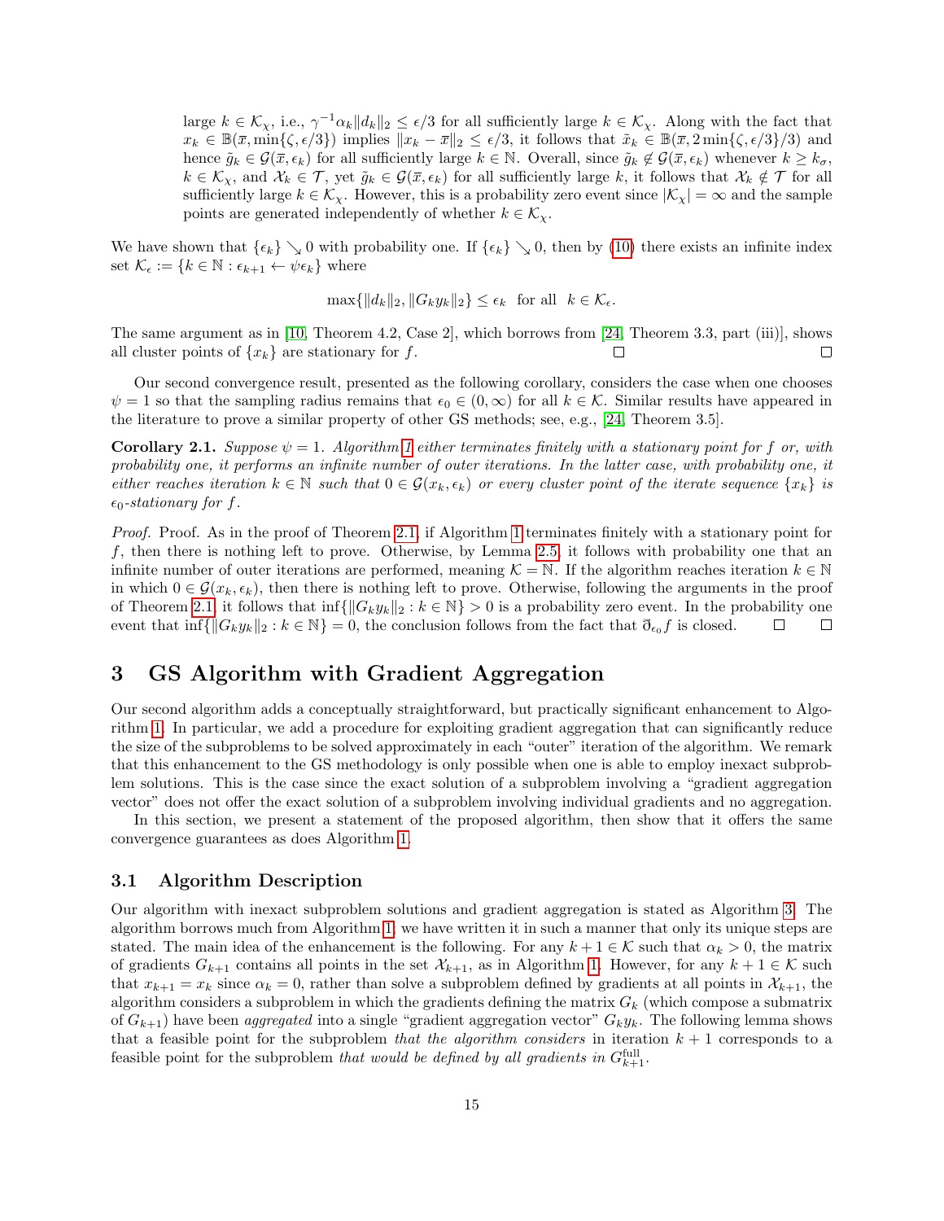large $k \in \mathcal{K}_\chi$, i.e., $\gamma^{-1}\alpha_k\|d_k\|_2 \leq \epsilon/3$ for all sufficiently large $k \in \mathcal{K}_\chi$. Along with the fact that $x_k \in \mathbb{B}(\overline{x}, \min\{\zeta, \epsilon/3\})$ implies $\|x_k - \overline{x}\|_2 \leq \epsilon/3$, it follows that $\tilde{x}_k \in \mathbb{B}(\overline{x}, 2\min\{\zeta, \epsilon/3\}/3)$ and hence $\tilde{g}_k \in \mathcal{G}(\overline{x}, \epsilon_k)$ for all sufficiently large $k \in \mathbb{N}$. Overall, since $\tilde{g}_k \notin \mathcal{G}(\overline{x}, \epsilon_k)$ whenever $k \geq k_\sigma$, $k \in \mathcal{K}_\chi$, and $\mathcal{X}_k \in \mathcal{T}$, yet $\tilde{g}_k \in \mathcal{G}(\overline{x}, \epsilon_k)$ for all sufficiently large $k$, it follows that $\mathcal{X}_k \notin \mathcal{T}$ for all sufficiently large $k \in \mathcal{K}_\chi$. However, this is a probability zero event since $|\mathcal{K}_\chi| = \infty$ and the sample points are generated independently of whether $k \in \mathcal{K}_\chi$.

We have shown that $\{\epsilon_k\} \searrow 0$ with probability one. If $\{\epsilon_k\} \searrow 0$, then by (10) there exists an infinite index set $\mathcal{K}_\epsilon := \{k \in \mathbb{N} : \epsilon_{k+1} \leftarrow \psi\epsilon_k\}$ where

$$\max\{\|d_k\|_2, \|G_k y_k\|_2\} \leq \epsilon_k \ \text{ for all } \ k \in \mathcal{K}_\epsilon.$$

The same argument as in [10, Theorem 4.2, Case 2], which borrows from [24, Theorem 3.3, part (iii)], shows all cluster points of $\{x_k\}$ are stationary for $f$. □ □

Our second convergence result, presented as the following corollary, considers the case when one chooses $\psi = 1$ so that the sampling radius remains that $\epsilon_0 \in (0, \infty)$ for all $k \in \mathcal{K}$. Similar results have appeared in the literature to prove a similar property of other GS methods; see, e.g., [24, Theorem 3.5].

**Corollary 2.1.** *Suppose $\psi = 1$. Algorithm 1 either terminates finitely with a stationary point for $f$ or, with probability one, it performs an infinite number of outer iterations. In the latter case, with probability one, it either reaches iteration $k \in \mathbb{N}$ such that $0 \in \mathcal{G}(x_k, \epsilon_k)$ or every cluster point of the iterate sequence $\{x_k\}$ is $\epsilon_0$-stationary for $f$.*

*Proof.* Proof. As in the proof of Theorem 2.1, if Algorithm 1 terminates finitely with a stationary point for $f$, then there is nothing left to prove. Otherwise, by Lemma 2.5, it follows with probability one that an infinite number of outer iterations are performed, meaning $\mathcal{K} = \mathbb{N}$. If the algorithm reaches iteration $k \in \mathbb{N}$ in which $0 \in \mathcal{G}(x_k, \epsilon_k)$, then there is nothing left to prove. Otherwise, following the arguments in the proof of Theorem 2.1, it follows that $\inf\{\|G_k y_k\|_2 : k \in \mathbb{N}\} > 0$ is a probability zero event. In the probability one event that $\inf\{\|G_k y_k\|_2 : k \in \mathbb{N}\} = 0$, the conclusion follows from the fact that $\bar{\partial}_{\epsilon_0} f$ is closed. □ □

# 3 GS Algorithm with Gradient Aggregation

Our second algorithm adds a conceptually straightforward, but practically significant enhancement to Algorithm 1. In particular, we add a procedure for exploiting gradient aggregation that can significantly reduce the size of the subproblems to be solved approximately in each "outer" iteration of the algorithm. We remark that this enhancement to the GS methodology is only possible when one is able to employ inexact subproblem solutions. This is the case since the exact solution of a subproblem involving a "gradient aggregation vector" does not offer the exact solution of a subproblem involving individual gradients and no aggregation.

In this section, we present a statement of the proposed algorithm, then show that it offers the same convergence guarantees as does Algorithm 1.

## 3.1 Algorithm Description

Our algorithm with inexact subproblem solutions and gradient aggregation is stated as Algorithm 3. The algorithm borrows much from Algorithm 1; we have written it in such a manner that only its unique steps are stated. The main idea of the enhancement is the following. For any $k+1 \in \mathcal{K}$ such that $\alpha_k > 0$, the matrix of gradients $G_{k+1}$ contains all points in the set $\mathcal{X}_{k+1}$, as in Algorithm 1. However, for any $k+1 \in \mathcal{K}$ such that $x_{k+1} = x_k$ since $\alpha_k = 0$, rather than solve a subproblem defined by gradients at all points in $\mathcal{X}_{k+1}$, the algorithm considers a subproblem in which the gradients defining the matrix $G_k$ (which compose a submatrix of $G_{k+1}$) have been *aggregated* into a single "gradient aggregation vector" $G_k y_k$. The following lemma shows that a feasible point for the subproblem *that the algorithm considers* in iteration $k+1$ corresponds to a feasible point for the subproblem *that would be defined by all gradients in* $G_{k+1}^{\text{full}}$.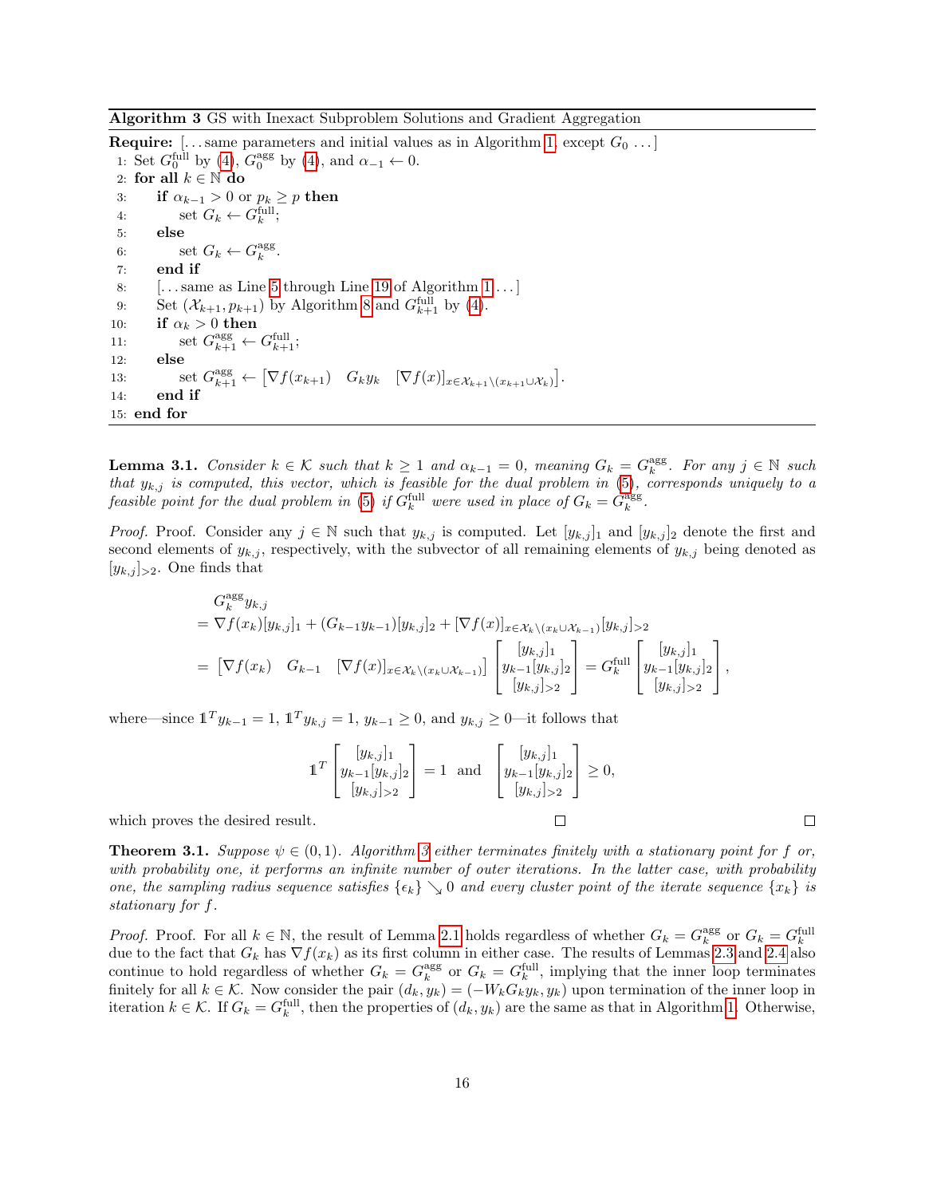**Algorithm 3** GS with Inexact Subproblem Solutions and Gradient Aggregation

**Require:** [...same parameters and initial values as in Algorithm 1, except $G_0$ ...]

1: Set $G_0^{\text{full}}$ by (4), $G_0^{\text{agg}}$ by (4), and $\alpha_{-1} \leftarrow 0$.
2: **for all** $k \in \mathbb{N}$ **do**
3: &nbsp;&nbsp;&nbsp;&nbsp;**if** $\alpha_{k-1} > 0$ or $p_k \geq p$ **then**
4: &nbsp;&nbsp;&nbsp;&nbsp;&nbsp;&nbsp;&nbsp;&nbsp;set $G_k \leftarrow G_k^{\text{full}}$;
5: &nbsp;&nbsp;&nbsp;&nbsp;**else**
6: &nbsp;&nbsp;&nbsp;&nbsp;&nbsp;&nbsp;&nbsp;&nbsp;set $G_k \leftarrow G_k^{\text{agg}}$.
7: &nbsp;&nbsp;&nbsp;&nbsp;**end if**
8: &nbsp;&nbsp;&nbsp;&nbsp;[...same as Line 5 through Line 19 of Algorithm 1 ...]
9: &nbsp;&nbsp;&nbsp;&nbsp;Set $(\mathcal{X}_{k+1}, p_{k+1})$ by Algorithm 8 and $G_{k+1}^{\text{full}}$ by (4).
10: &nbsp;&nbsp;&nbsp;**if** $\alpha_k > 0$ **then**
11: &nbsp;&nbsp;&nbsp;&nbsp;&nbsp;&nbsp;&nbsp;set $G_{k+1}^{\text{agg}} \leftarrow G_{k+1}^{\text{full}}$;
12: &nbsp;&nbsp;&nbsp;**else**
13: &nbsp;&nbsp;&nbsp;&nbsp;&nbsp;&nbsp;&nbsp;set $G_{k+1}^{\text{agg}} \leftarrow \begin{bmatrix} \nabla f(x_{k+1}) & G_k y_k & [\nabla f(x)]_{x \in \mathcal{X}_{k+1} \setminus (x_{k+1} \cup \mathcal{X}_k)} \end{bmatrix}$.
14: &nbsp;&nbsp;&nbsp;**end if**
15: **end for**

**Lemma 3.1.** *Consider $k \in \mathcal{K}$ such that $k \geq 1$ and $\alpha_{k-1} = 0$, meaning $G_k = G_k^{\text{agg}}$. For any $j \in \mathbb{N}$ such that $y_{k,j}$ is computed, this vector, which is feasible for the dual problem in (5), corresponds uniquely to a feasible point for the dual problem in (5) if $G_k^{\text{full}}$ were used in place of $G_k = G_k^{\text{agg}}$.*

*Proof.* Proof. Consider any $j \in \mathbb{N}$ such that $y_{k,j}$ is computed. Let $[y_{k,j}]_1$ and $[y_{k,j}]_2$ denote the first and second elements of $y_{k,j}$, respectively, with the subvector of all remaining elements of $y_{k,j}$ being denoted as $[y_{k,j}]_{>2}$. One finds that

$$
\begin{aligned}
&G_k^{\text{agg}} y_{k,j} \\
&= \nabla f(x_k)[y_{k,j}]_1 + (G_{k-1} y_{k-1})[y_{k,j}]_2 + [\nabla f(x)]_{x \in \mathcal{X}_k \setminus (x_k \cup \mathcal{X}_{k-1})}[y_{k,j}]_{>2} \\
&= \begin{bmatrix} \nabla f(x_k) & G_{k-1} & [\nabla f(x)]_{x \in \mathcal{X}_k \setminus (x_k \cup \mathcal{X}_{k-1})} \end{bmatrix} \begin{bmatrix} [y_{k,j}]_1 \\ y_{k-1}[y_{k,j}]_2 \\ [y_{k,j}]_{>2} \end{bmatrix} = G_k^{\text{full}} \begin{bmatrix} [y_{k,j}]_1 \\ y_{k-1}[y_{k,j}]_2 \\ [y_{k,j}]_{>2} \end{bmatrix},
\end{aligned}
$$

where—since $\mathbb{1}^T y_{k-1} = 1$, $\mathbb{1}^T y_{k,j} = 1$, $y_{k-1} \geq 0$, and $y_{k,j} \geq 0$—it follows that

$$
\mathbb{1}^T \begin{bmatrix} [y_{k,j}]_1 \\ y_{k-1}[y_{k,j}]_2 \\ [y_{k,j}]_{>2} \end{bmatrix} = 1 \quad \text{and} \quad \begin{bmatrix} [y_{k,j}]_1 \\ y_{k-1}[y_{k,j}]_2 \\ [y_{k,j}]_{>2} \end{bmatrix} \geq 0,
$$

which proves the desired result. □ □

**Theorem 3.1.** *Suppose $\psi \in (0,1)$. Algorithm 3 either terminates finitely with a stationary point for $f$ or, with probability one, it performs an infinite number of outer iterations. In the latter case, with probability one, the sampling radius sequence satisfies $\{\epsilon_k\} \searrow 0$ and every cluster point of the iterate sequence $\{x_k\}$ is stationary for $f$.*

*Proof.* Proof. For all $k \in \mathbb{N}$, the result of Lemma 2.1 holds regardless of whether $G_k = G_k^{\text{agg}}$ or $G_k = G_k^{\text{full}}$ due to the fact that $G_k$ has $\nabla f(x_k)$ as its first column in either case. The results of Lemmas 2.3 and 2.4 also continue to hold regardless of whether $G_k = G_k^{\text{agg}}$ or $G_k = G_k^{\text{full}}$, implying that the inner loop terminates finitely for all $k \in \mathcal{K}$. Now consider the pair $(d_k, y_k) = (-W_k G_k y_k, y_k)$ upon termination of the inner loop in iteration $k \in \mathcal{K}$. If $G_k = G_k^{\text{full}}$, then the properties of $(d_k, y_k)$ are the same as that in Algorithm 1. Otherwise,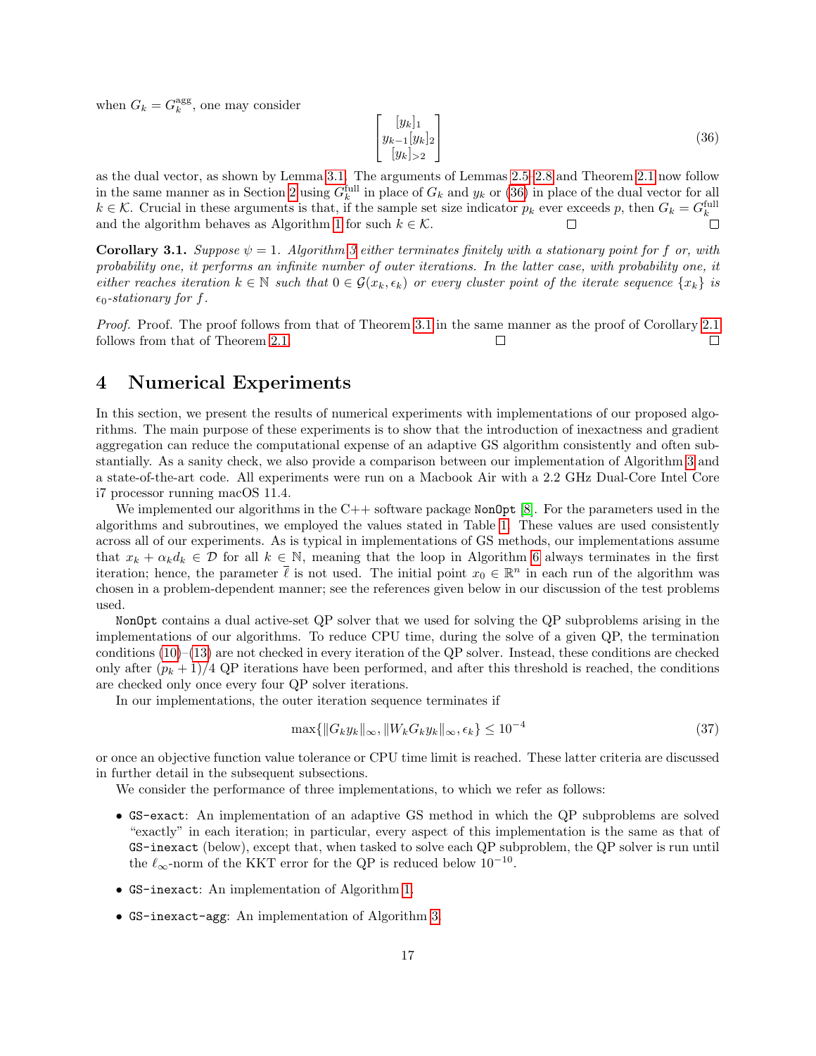when $G_k = G_k^{\text{agg}}$, one may consider

$$
\begin{bmatrix} [y_k]_1 \\ y_{k-1}[y_k]_2 \\ [y_k]_{>2} \end{bmatrix} \tag{36}
$$

as the dual vector, as shown by Lemma 3.1. The arguments of Lemmas 2.5–2.8 and Theorem 2.1 now follow in the same manner as in Section 2 using $G_k^{\text{full}}$ in place of $G_k$ and $y_k$ or (36) in place of the dual vector for all $k \in \mathcal{K}$. Crucial in these arguments is that, if the sample set size indicator $p_k$ ever exceeds $p$, then $G_k = G_k^{\text{full}}$ and the algorithm behaves as Algorithm 1 for such $k \in \mathcal{K}$. □ □

**Corollary 3.1.** *Suppose $\psi = 1$. Algorithm 3 either terminates finitely with a stationary point for $f$ or, with probability one, it performs an infinite number of outer iterations. In the latter case, with probability one, it either reaches iteration $k \in \mathbb{N}$ such that $0 \in \mathcal{G}(x_k, \epsilon_k)$ or every cluster point of the iterate sequence $\{x_k\}$ is $\epsilon_0$-stationary for $f$.*

*Proof.* Proof. The proof follows from that of Theorem 3.1 in the same manner as the proof of Corollary 2.1 follows from that of Theorem 2.1. □ □

# 4 Numerical Experiments

In this section, we present the results of numerical experiments with implementations of our proposed algorithms. The main purpose of these experiments is to show that the introduction of inexactness and gradient aggregation can reduce the computational expense of an adaptive GS algorithm consistently and often substantially. As a sanity check, we also provide a comparison between our implementation of Algorithm 3 and a state-of-the-art code. All experiments were run on a Macbook Air with a 2.2 GHz Dual-Core Intel Core i7 processor running macOS 11.4.

We implemented our algorithms in the C++ software package `NonOpt` [8]. For the parameters used in the algorithms and subroutines, we employed the values stated in Table 1. These values are used consistently across all of our experiments. As is typical in implementations of GS methods, our implementations assume that $x_k + \alpha_k d_k \in \mathcal{D}$ for all $k \in \mathbb{N}$, meaning that the loop in Algorithm 6 always terminates in the first iteration; hence, the parameter $\bar{\ell}$ is not used. The initial point $x_0 \in \mathbb{R}^n$ in each run of the algorithm was chosen in a problem-dependent manner; see the references given below in our discussion of the test problems used.

`NonOpt` contains a dual active-set QP solver that we used for solving the QP subproblems arising in the implementations of our algorithms. To reduce CPU time, during the solve of a given QP, the termination conditions (10)–(13) are not checked in every iteration of the QP solver. Instead, these conditions are checked only after $(p_k + 1)/4$ QP iterations have been performed, and after this threshold is reached, the conditions are checked only once every four QP solver iterations.

In our implementations, the outer iteration sequence terminates if

$$
\max\{\|G_k y_k\|_\infty, \|W_k G_k y_k\|_\infty, \epsilon_k\} \leq 10^{-4} \tag{37}
$$

or once an objective function value tolerance or CPU time limit is reached. These latter criteria are discussed in further detail in the subsequent subsections.

We consider the performance of three implementations, to which we refer as follows:

- `GS-exact`: An implementation of an adaptive GS method in which the QP subproblems are solved "exactly" in each iteration; in particular, every aspect of this implementation is the same as that of `GS-inexact` (below), except that, when tasked to solve each QP subproblem, the QP solver is run until the $\ell_\infty$-norm of the KKT error for the QP is reduced below $10^{-10}$.
- `GS-inexact`: An implementation of Algorithm 1.
- `GS-inexact-agg`: An implementation of Algorithm 3.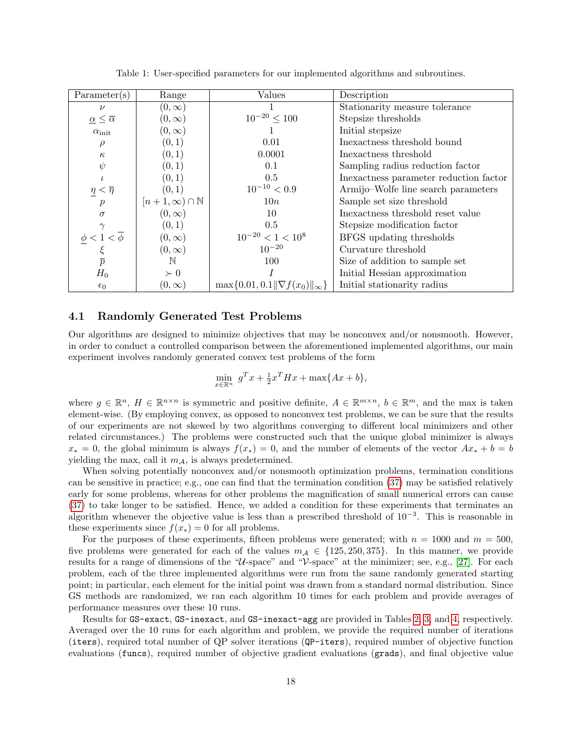Table 1: User-specified parameters for our implemented algorithms and subroutines.

| Parameter(s) | Range | Values | Description |
|---|---|---|---|
| $\nu$ | $(0, \infty)$ | $1$ | Stationarity measure tolerance |
| $\underline{\alpha} \leq \overline{\alpha}$ | $(0, \infty)$ | $10^{-20} \leq 100$ | Stepsize thresholds |
| $\alpha_{\text{init}}$ | $(0, \infty)$ | $1$ | Initial stepsize |
| $\rho$ | $(0, 1)$ | $0.01$ | Inexactness threshold bound |
| $\kappa$ | $(0, 1)$ | $0.0001$ | Inexactness threshold |
| $\psi$ | $(0, 1)$ | $0.1$ | Sampling radius reduction factor |
| $\iota$ | $(0, 1)$ | $0.5$ | Inexactness parameter reduction factor |
| $\underline{\eta} < \overline{\eta}$ | $(0, 1)$ | $10^{-10} < 0.9$ | Armijo–Wolfe line search parameters |
| $p$ | $[n+1, \infty) \cap \mathbb{N}$ | $10n$ | Sample set size threshold |
| $\sigma$ | $(0, \infty)$ | $10$ | Inexactness threshold reset value |
| $\gamma$ | $(0, 1)$ | $0.5$ | Stepsize modification factor |
| $\underline{\phi} < 1 < \overline{\phi}$ | $(0, \infty)$ | $10^{-20} < 1 < 10^{8}$ | BFGS updating thresholds |
| $\xi$ | $(0, \infty)$ | $10^{-20}$ | Curvature threshold |
| $\overline{p}$ | $\mathbb{N}$ | $100$ | Size of addition to sample set |
| $H_0$ | $\succ 0$ | $I$ | Initial Hessian approximation |
| $\epsilon_0$ | $(0, \infty)$ | $\max\{0.01, 0.1\|\nabla f(x_0)\|_\infty\}$ | Initial stationarity radius |

### 4.1 Randomly Generated Test Problems

Our algorithms are designed to minimize objectives that may be nonconvex and/or nonsmooth. However, in order to conduct a controlled comparison between the aforementioned implemented algorithms, our main experiment involves randomly generated convex test problems of the form

$$\min_{x \in \mathbb{R}^n} \; g^T x + \tfrac{1}{2} x^T H x + \max\{Ax + b\},$$

where $g \in \mathbb{R}^n$, $H \in \mathbb{R}^{n \times n}$ is symmetric and positive definite, $A \in \mathbb{R}^{m \times n}$, $b \in \mathbb{R}^m$, and the max is taken element-wise. (By employing convex, as opposed to nonconvex test problems, we can be sure that the results of our experiments are not skewed by two algorithms converging to different local minimizers and other related circumstances.) The problems were constructed such that the unique global minimizer is always $x_* = 0$, the global minimum is always $f(x_*) = 0$, and the number of elements of the vector $Ax_* + b = b$ yielding the max, call it $m_{\mathcal{A}}$, is always predetermined.

When solving potentially nonconvex and/or nonsmooth optimization problems, termination conditions can be sensitive in practice; e.g., one can find that the termination condition (37) may be satisfied relatively early for some problems, whereas for other problems the magnification of small numerical errors can cause (37) to take longer to be satisfied. Hence, we added a condition for these experiments that terminates an algorithm whenever the objective value is less than a prescribed threshold of $10^{-3}$. This is reasonable in these experiments since $f(x_*) = 0$ for all problems.

For the purposes of these experiments, fifteen problems were generated; with $n = 1000$ and $m = 500$, five problems were generated for each of the values $m_{\mathcal{A}} \in \{125, 250, 375\}$. In this manner, we provide results for a range of dimensions of the "$\mathcal{U}$-space" and "$\mathcal{V}$-space" at the minimizer; see, e.g., [27]. For each problem, each of the three implemented algorithms were run from the same randomly generated starting point; in particular, each element for the initial point was drawn from a standard normal distribution. Since GS methods are randomized, we ran each algorithm 10 times for each problem and provide averages of performance measures over these 10 runs.

Results for `GS-exact`, `GS-inexact`, and `GS-inexact-agg` are provided in Tables 2, 3, and 4, respectively. Averaged over the 10 runs for each algorithm and problem, we provide the required number of iterations (`iters`), required total number of QP solver iterations (`QP-iters`), required number of objective function evaluations (`funcs`), required number of objective gradient evaluations (`grads`), and final objective value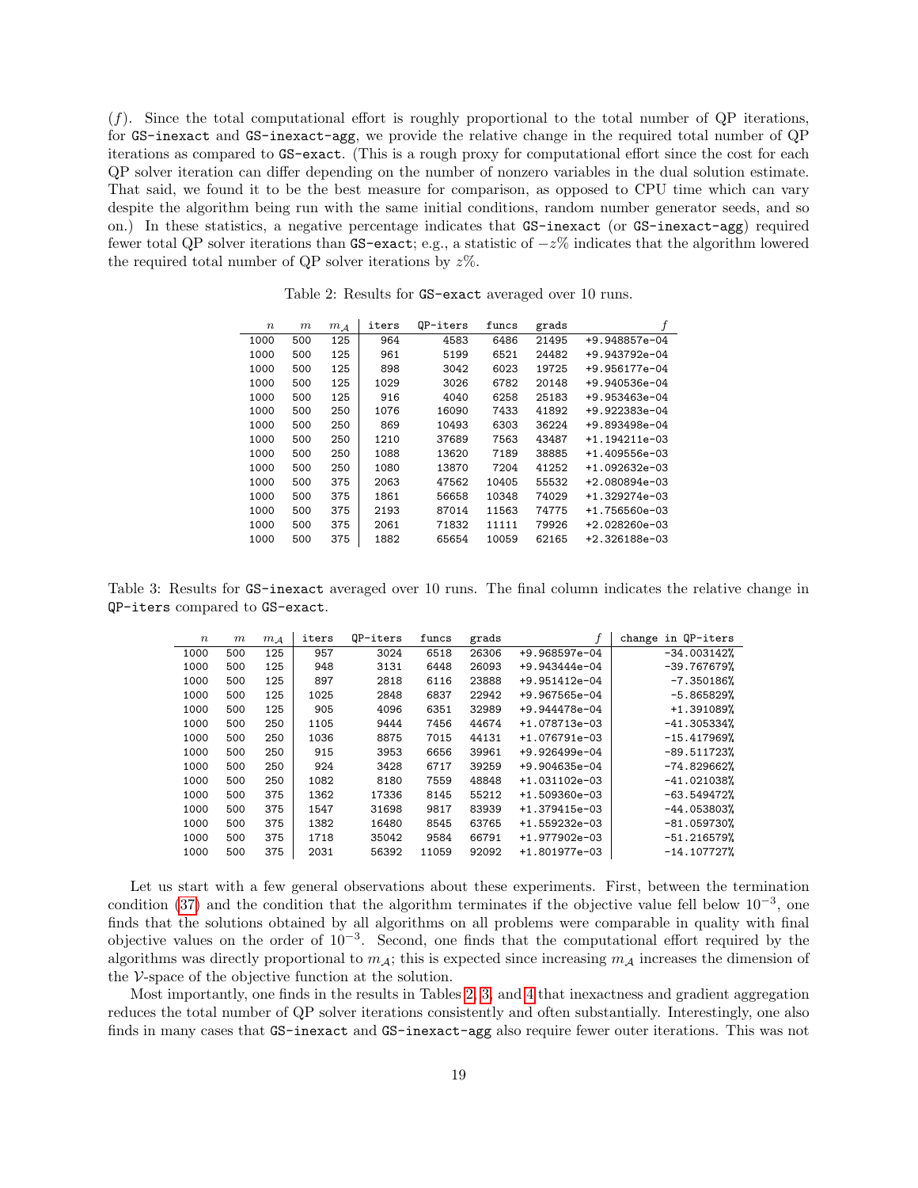$(f)$. Since the total computational effort is roughly proportional to the total number of QP iterations, for `GS-inexact` and `GS-inexact-agg`, we provide the relative change in the required total number of QP iterations as compared to `GS-exact`. (This is a rough proxy for computational effort since the cost for each QP solver iteration can differ depending on the number of nonzero variables in the dual solution estimate. That said, we found it to be the best measure for comparison, as opposed to CPU time which can vary despite the algorithm being run with the same initial conditions, random number generator seeds, and so on.) In these statistics, a negative percentage indicates that `GS-inexact` (or `GS-inexact-agg`) required fewer total QP solver iterations than `GS-exact`; e.g., a statistic of $-z\%$ indicates that the algorithm lowered the required total number of QP solver iterations by $z\%$.

Table 2: Results for `GS-exact` averaged over 10 runs.

| $n$ | $m$ | $m_{\mathcal{A}}$ | iters | QP-iters | funcs | grads | $f$ |
|---|---|---|---|---|---|---|---|
| 1000 | 500 | 125 | 964 | 4583 | 6486 | 21495 | +9.948857e-04 |
| 1000 | 500 | 125 | 961 | 5199 | 6521 | 24482 | +9.943792e-04 |
| 1000 | 500 | 125 | 898 | 3042 | 6023 | 19725 | +9.956177e-04 |
| 1000 | 500 | 125 | 1029 | 3026 | 6782 | 20148 | +9.940536e-04 |
| 1000 | 500 | 125 | 916 | 4040 | 6258 | 25183 | +9.953463e-04 |
| 1000 | 500 | 250 | 1076 | 16090 | 7433 | 41892 | +9.922383e-04 |
| 1000 | 500 | 250 | 869 | 10493 | 6303 | 36224 | +9.893498e-04 |
| 1000 | 500 | 250 | 1210 | 37689 | 7563 | 43487 | +1.194211e-03 |
| 1000 | 500 | 250 | 1088 | 13620 | 7189 | 38885 | +1.409556e-03 |
| 1000 | 500 | 250 | 1080 | 13870 | 7204 | 41252 | +1.092632e-03 |
| 1000 | 500 | 375 | 2063 | 47562 | 10405 | 55532 | +2.080894e-03 |
| 1000 | 500 | 375 | 1861 | 56658 | 10348 | 74029 | +1.329274e-03 |
| 1000 | 500 | 375 | 2193 | 87014 | 11563 | 74775 | +1.756560e-03 |
| 1000 | 500 | 375 | 2061 | 71832 | 11111 | 79926 | +2.028260e-03 |
| 1000 | 500 | 375 | 1882 | 65654 | 10059 | 62165 | +2.326188e-03 |

Table 3: Results for `GS-inexact` averaged over 10 runs. The final column indicates the relative change in `QP-iters` compared to `GS-exact`.

| $n$ | $m$ | $m_{\mathcal{A}}$ | iters | QP-iters | funcs | grads | $f$ | change in QP-iters |
|---|---|---|---|---|---|---|---|---|
| 1000 | 500 | 125 | 957 | 3024 | 6518 | 26306 | +9.968597e-04 | -34.003142% |
| 1000 | 500 | 125 | 948 | 3131 | 6448 | 26093 | +9.943444e-04 | -39.767679% |
| 1000 | 500 | 125 | 897 | 2818 | 6116 | 23888 | +9.951412e-04 | -7.350186% |
| 1000 | 500 | 125 | 1025 | 2848 | 6837 | 22942 | +9.967565e-04 | -5.865829% |
| 1000 | 500 | 125 | 905 | 4096 | 6351 | 32989 | +9.944478e-04 | +1.391089% |
| 1000 | 500 | 250 | 1105 | 9444 | 7456 | 44674 | +1.078713e-03 | -41.305334% |
| 1000 | 500 | 250 | 1036 | 8875 | 7015 | 44131 | +1.076791e-03 | -15.417969% |
| 1000 | 500 | 250 | 915 | 3953 | 6656 | 39961 | +9.926499e-04 | -89.511723% |
| 1000 | 500 | 250 | 924 | 3428 | 6717 | 39259 | +9.904635e-04 | -74.829662% |
| 1000 | 500 | 250 | 1082 | 8180 | 7559 | 48848 | +1.031102e-03 | -41.021038% |
| 1000 | 500 | 375 | 1362 | 17336 | 8145 | 55212 | +1.509360e-03 | -63.549472% |
| 1000 | 500 | 375 | 1547 | 31698 | 9817 | 83939 | +1.379415e-03 | -44.053803% |
| 1000 | 500 | 375 | 1382 | 16480 | 8545 | 63765 | +1.559232e-03 | -81.059730% |
| 1000 | 500 | 375 | 1718 | 35042 | 9584 | 66791 | +1.977902e-03 | -51.216579% |
| 1000 | 500 | 375 | 2031 | 56392 | 11059 | 92092 | +1.801977e-03 | -14.107727% |

Let us start with a few general observations about these experiments. First, between the termination condition (37) and the condition that the algorithm terminates if the objective value fell below $10^{-3}$, one finds that the solutions obtained by all algorithms on all problems were comparable in quality with final objective values on the order of $10^{-3}$. Second, one finds that the computational effort required by the algorithms was directly proportional to $m_{\mathcal{A}}$; this is expected since increasing $m_{\mathcal{A}}$ increases the dimension of the $\mathcal{V}$-space of the objective function at the solution.

Most importantly, one finds in the results in Tables 2, 3, and 4 that inexactness and gradient aggregation reduces the total number of QP solver iterations consistently and often substantially. Interestingly, one also finds in many cases that `GS-inexact` and `GS-inexact-agg` also require fewer outer iterations. This was not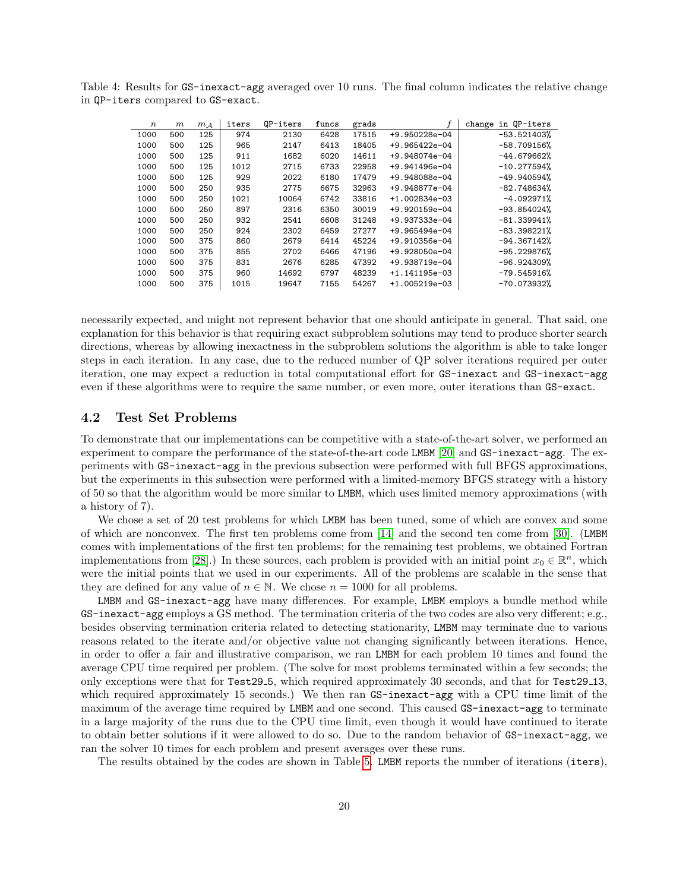Table 4: Results for GS-inexact-agg averaged over 10 runs. The final column indicates the relative change in QP-iters compared to GS-exact.

| $n$ | $m$ | $m_{\mathcal{A}}$ | iters | QP-iters | funcs | grads | $f$ | change in QP-iters |
|---|---|---|---|---|---|---|---|---|
| 1000 | 500 | 125 | 974 | 2130 | 6428 | 17515 | +9.950228e-04 | -53.521403% |
| 1000 | 500 | 125 | 965 | 2147 | 6413 | 18405 | +9.965422e-04 | -58.709156% |
| 1000 | 500 | 125 | 911 | 1682 | 6020 | 14611 | +9.948074e-04 | -44.679662% |
| 1000 | 500 | 125 | 1012 | 2715 | 6733 | 22958 | +9.941496e-04 | -10.277594% |
| 1000 | 500 | 125 | 929 | 2022 | 6180 | 17479 | +9.948088e-04 | -49.940594% |
| 1000 | 500 | 250 | 935 | 2775 | 6675 | 32963 | +9.948877e-04 | -82.748634% |
| 1000 | 500 | 250 | 1021 | 10064 | 6742 | 33816 | +1.002834e-03 | -4.092971% |
| 1000 | 500 | 250 | 897 | 2316 | 6350 | 30019 | +9.920159e-04 | -93.854024% |
| 1000 | 500 | 250 | 932 | 2541 | 6608 | 31248 | +9.937333e-04 | -81.339941% |
| 1000 | 500 | 250 | 924 | 2302 | 6459 | 27277 | +9.965494e-04 | -83.398221% |
| 1000 | 500 | 375 | 860 | 2679 | 6414 | 45224 | +9.910356e-04 | -94.367142% |
| 1000 | 500 | 375 | 855 | 2702 | 6466 | 47196 | +9.928050e-04 | -95.229876% |
| 1000 | 500 | 375 | 831 | 2676 | 6285 | 47392 | +9.938719e-04 | -96.924309% |
| 1000 | 500 | 375 | 960 | 14692 | 6797 | 48239 | +1.141195e-03 | -79.545916% |
| 1000 | 500 | 375 | 1015 | 19647 | 7155 | 54267 | +1.005219e-03 | -70.073932% |

necessarily expected, and might not represent behavior that one should anticipate in general. That said, one explanation for this behavior is that requiring exact subproblem solutions may tend to produce shorter search directions, whereas by allowing inexactness in the subproblem solutions the algorithm is able to take longer steps in each iteration. In any case, due to the reduced number of QP solver iterations required per outer iteration, one may expect a reduction in total computational effort for GS-inexact and GS-inexact-agg even if these algorithms were to require the same number, or even more, outer iterations than GS-exact.

## 4.2 Test Set Problems

To demonstrate that our implementations can be competitive with a state-of-the-art solver, we performed an experiment to compare the performance of the state-of-the-art code LMBM [20] and GS-inexact-agg. The experiments with GS-inexact-agg in the previous subsection were performed with full BFGS approximations, but the experiments in this subsection were performed with a limited-memory BFGS strategy with a history of 50 so that the algorithm would be more similar to LMBM, which uses limited memory approximations (with a history of 7).

We chose a set of 20 test problems for which LMBM has been tuned, some of which are convex and some of which are nonconvex. The first ten problems come from [14] and the second ten come from [30]. (LMBM comes with implementations of the first ten problems; for the remaining test problems, we obtained Fortran implementations from [28].) In these sources, each problem is provided with an initial point $x_0 \in \mathbb{R}^n$, which were the initial points that we used in our experiments. All of the problems are scalable in the sense that they are defined for any value of $n \in \mathbb{N}$. We chose $n = 1000$ for all problems.

LMBM and GS-inexact-agg have many differences. For example, LMBM employs a bundle method while GS-inexact-agg employs a GS method. The termination criteria of the two codes are also very different; e.g., besides observing termination criteria related to detecting stationarity, LMBM may terminate due to various reasons related to the iterate and/or objective value not changing significantly between iterations. Hence, in order to offer a fair and illustrative comparison, we ran LMBM for each problem 10 times and found the average CPU time required per problem. (The solve for most problems terminated within a few seconds; the only exceptions were that for Test29_5, which required approximately 30 seconds, and that for Test29_13, which required approximately 15 seconds.) We then ran GS-inexact-agg with a CPU time limit of the maximum of the average time required by LMBM and one second. This caused GS-inexact-agg to terminate in a large majority of the runs due to the CPU time limit, even though it would have continued to iterate to obtain better solutions if it were allowed to do so. Due to the random behavior of GS-inexact-agg, we ran the solver 10 times for each problem and present averages over these runs.

The results obtained by the codes are shown in Table 5. LMBM reports the number of iterations (iters),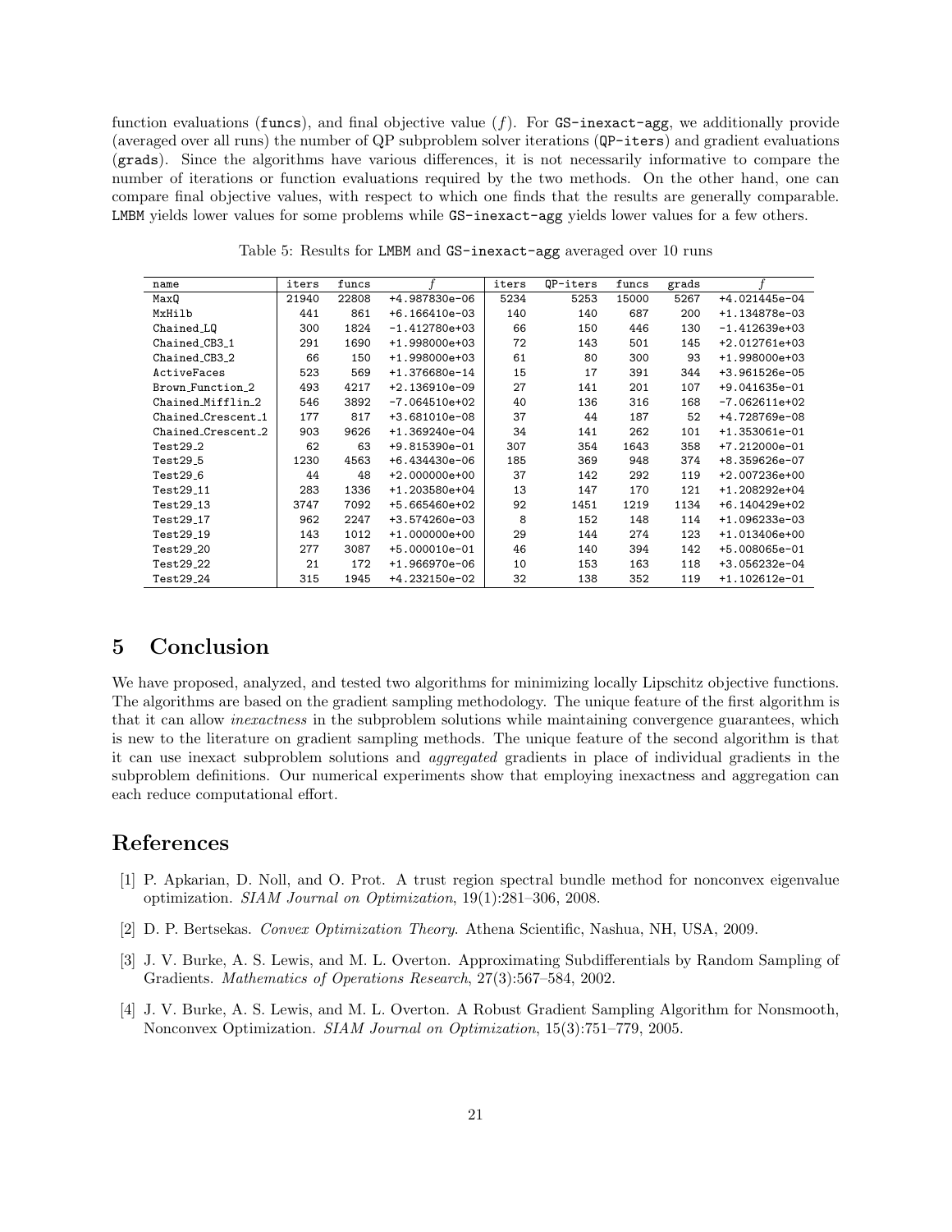function evaluations (funcs), and final objective value ($f$). For GS-inexact-agg, we additionally provide (averaged over all runs) the number of QP subproblem solver iterations (QP-iters) and gradient evaluations (grads). Since the algorithms have various differences, it is not necessarily informative to compare the number of iterations or function evaluations required by the two methods. On the other hand, one can compare final objective values, with respect to which one finds that the results are generally comparable. LMBM yields lower values for some problems while GS-inexact-agg yields lower values for a few others.

Table 5: Results for LMBM and GS-inexact-agg averaged over 10 runs

| name | iters | funcs | $f$ | iters | QP-iters | funcs | grads | $f$ |
|---|---|---|---|---|---|---|---|---|
| MaxQ | 21940 | 22808 | +4.987830e-06 | 5234 | 5253 | 15000 | 5267 | +4.021445e-04 |
| MxHilb | 441 | 861 | +6.166410e-03 | 140 | 140 | 687 | 200 | +1.134878e-03 |
| Chained_LQ | 300 | 1824 | −1.412780e+03 | 66 | 150 | 446 | 130 | −1.412639e+03 |
| Chained_CB3_1 | 291 | 1690 | +1.998000e+03 | 72 | 143 | 501 | 145 | +2.012761e+03 |
| Chained_CB3_2 | 66 | 150 | +1.998000e+03 | 61 | 80 | 300 | 93 | +1.998000e+03 |
| ActiveFaces | 523 | 569 | +1.376680e-14 | 15 | 17 | 391 | 344 | +3.961526e-05 |
| Brown_Function_2 | 493 | 4217 | +2.136910e-09 | 27 | 141 | 201 | 107 | +9.041635e-01 |
| Chained_Mifflin_2 | 546 | 3892 | −7.064510e+02 | 40 | 136 | 316 | 168 | −7.062611e+02 |
| Chained_Crescent_1 | 177 | 817 | +3.681010e-08 | 37 | 44 | 187 | 52 | +4.728769e-08 |
| Chained_Crescent_2 | 903 | 9626 | +1.369240e-04 | 34 | 141 | 262 | 101 | +1.353061e-01 |
| Test29_2 | 62 | 63 | +9.815390e-01 | 307 | 354 | 1643 | 358 | +7.212000e-01 |
| Test29_5 | 1230 | 4563 | +6.434430e-06 | 185 | 369 | 948 | 374 | +8.359626e-07 |
| Test29_6 | 44 | 48 | +2.000000e+00 | 37 | 142 | 292 | 119 | +2.007236e+00 |
| Test29_11 | 283 | 1336 | +1.203580e+04 | 13 | 147 | 170 | 121 | +1.208292e+04 |
| Test29_13 | 3747 | 7092 | +5.665460e+02 | 92 | 1451 | 1219 | 1134 | +6.140429e+02 |
| Test29_17 | 962 | 2247 | +3.574260e-03 | 8 | 152 | 148 | 114 | +1.096233e-03 |
| Test29_19 | 143 | 1012 | +1.000000e+00 | 29 | 144 | 274 | 123 | +1.013406e+00 |
| Test29_20 | 277 | 3087 | +5.000010e-01 | 46 | 140 | 394 | 142 | +5.008065e-01 |
| Test29_22 | 21 | 172 | +1.966970e-06 | 10 | 153 | 163 | 118 | +3.056232e-04 |
| Test29_24 | 315 | 1945 | +4.232150e-02 | 32 | 138 | 352 | 119 | +1.102612e-01 |

# 5 Conclusion

We have proposed, analyzed, and tested two algorithms for minimizing locally Lipschitz objective functions. The algorithms are based on the gradient sampling methodology. The unique feature of the first algorithm is that it can allow *inexactness* in the subproblem solutions while maintaining convergence guarantees, which is new to the literature on gradient sampling methods. The unique feature of the second algorithm is that it can use inexact subproblem solutions and *aggregated* gradients in place of individual gradients in the subproblem definitions. Our numerical experiments show that employing inexactness and aggregation can each reduce computational effort.

# References

[1] P. Apkarian, D. Noll, and O. Prot. A trust region spectral bundle method for nonconvex eigenvalue optimization. *SIAM Journal on Optimization*, 19(1):281–306, 2008.

[2] D. P. Bertsekas. *Convex Optimization Theory*. Athena Scientific, Nashua, NH, USA, 2009.

[3] J. V. Burke, A. S. Lewis, and M. L. Overton. Approximating Subdifferentials by Random Sampling of Gradients. *Mathematics of Operations Research*, 27(3):567–584, 2002.

[4] J. V. Burke, A. S. Lewis, and M. L. Overton. A Robust Gradient Sampling Algorithm for Nonsmooth, Nonconvex Optimization. *SIAM Journal on Optimization*, 15(3):751–779, 2005.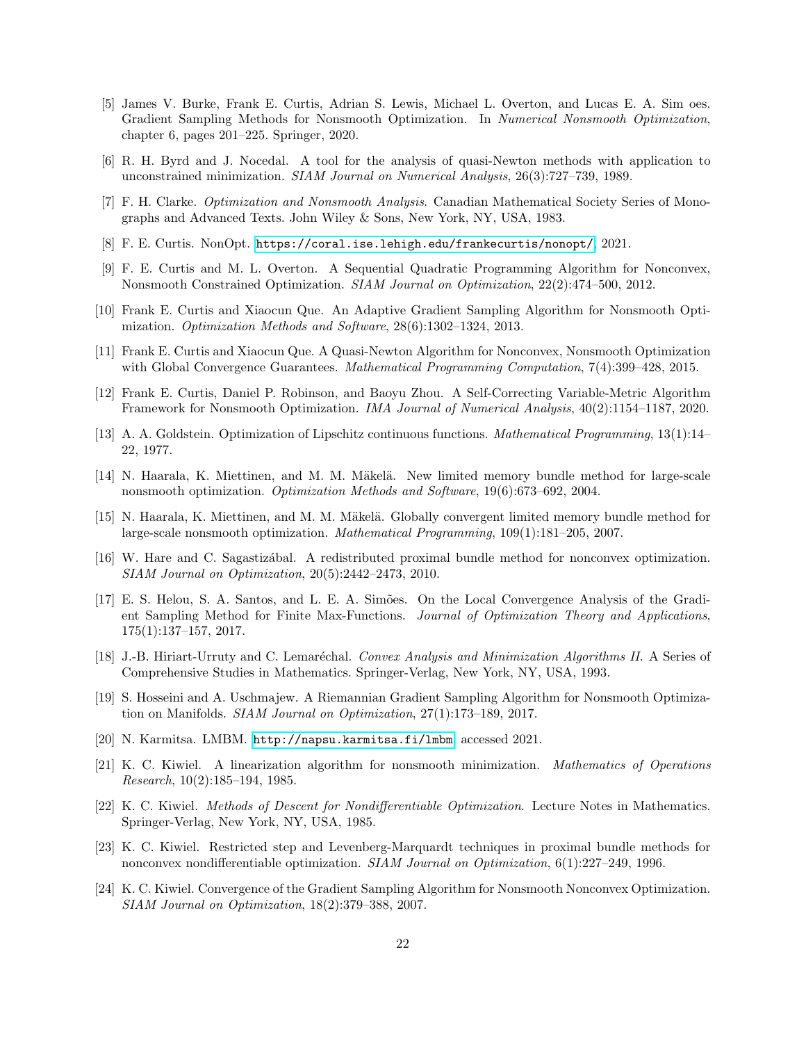[5] James V. Burke, Frank E. Curtis, Adrian S. Lewis, Michael L. Overton, and Lucas E. A. Sim oes. Gradient Sampling Methods for Nonsmooth Optimization. In *Numerical Nonsmooth Optimization*, chapter 6, pages 201–225. Springer, 2020.

[6] R. H. Byrd and J. Nocedal. A tool for the analysis of quasi-Newton methods with application to unconstrained minimization. *SIAM Journal on Numerical Analysis*, 26(3):727–739, 1989.

[7] F. H. Clarke. *Optimization and Nonsmooth Analysis*. Canadian Mathematical Society Series of Monographs and Advanced Texts. John Wiley & Sons, New York, NY, USA, 1983.

[8] F. E. Curtis. NonOpt. https://coral.ise.lehigh.edu/frankecurtis/nonopt/, 2021.

[9] F. E. Curtis and M. L. Overton. A Sequential Quadratic Programming Algorithm for Nonconvex, Nonsmooth Constrained Optimization. *SIAM Journal on Optimization*, 22(2):474–500, 2012.

[10] Frank E. Curtis and Xiaocun Que. An Adaptive Gradient Sampling Algorithm for Nonsmooth Optimization. *Optimization Methods and Software*, 28(6):1302–1324, 2013.

[11] Frank E. Curtis and Xiaocun Que. A Quasi-Newton Algorithm for Nonconvex, Nonsmooth Optimization with Global Convergence Guarantees. *Mathematical Programming Computation*, 7(4):399–428, 2015.

[12] Frank E. Curtis, Daniel P. Robinson, and Baoyu Zhou. A Self-Correcting Variable-Metric Algorithm Framework for Nonsmooth Optimization. *IMA Journal of Numerical Analysis*, 40(2):1154–1187, 2020.

[13] A. A. Goldstein. Optimization of Lipschitz continuous functions. *Mathematical Programming*, 13(1):14–22, 1977.

[14] N. Haarala, K. Miettinen, and M. M. Mäkelä. New limited memory bundle method for large-scale nonsmooth optimization. *Optimization Methods and Software*, 19(6):673–692, 2004.

[15] N. Haarala, K. Miettinen, and M. M. Mäkelä. Globally convergent limited memory bundle method for large-scale nonsmooth optimization. *Mathematical Programming*, 109(1):181–205, 2007.

[16] W. Hare and C. Sagastizábal. A redistributed proximal bundle method for nonconvex optimization. *SIAM Journal on Optimization*, 20(5):2442–2473, 2010.

[17] E. S. Helou, S. A. Santos, and L. E. A. Simões. On the Local Convergence Analysis of the Gradient Sampling Method for Finite Max-Functions. *Journal of Optimization Theory and Applications*, 175(1):137–157, 2017.

[18] J.-B. Hiriart-Urruty and C. Lemaréchal. *Convex Analysis and Minimization Algorithms II*. A Series of Comprehensive Studies in Mathematics. Springer-Verlag, New York, NY, USA, 1993.

[19] S. Hosseini and A. Uschmajew. A Riemannian Gradient Sampling Algorithm for Nonsmooth Optimization on Manifolds. *SIAM Journal on Optimization*, 27(1):173–189, 2017.

[20] N. Karmitsa. LMBM. http://napsu.karmitsa.fi/lmbm, accessed 2021.

[21] K. C. Kiwiel. A linearization algorithm for nonsmooth minimization. *Mathematics of Operations Research*, 10(2):185–194, 1985.

[22] K. C. Kiwiel. *Methods of Descent for Nondifferentiable Optimization*. Lecture Notes in Mathematics. Springer-Verlag, New York, NY, USA, 1985.

[23] K. C. Kiwiel. Restricted step and Levenberg-Marquardt techniques in proximal bundle methods for nonconvex nondifferentiable optimization. *SIAM Journal on Optimization*, 6(1):227–249, 1996.

[24] K. C. Kiwiel. Convergence of the Gradient Sampling Algorithm for Nonsmooth Nonconvex Optimization. *SIAM Journal on Optimization*, 18(2):379–388, 2007.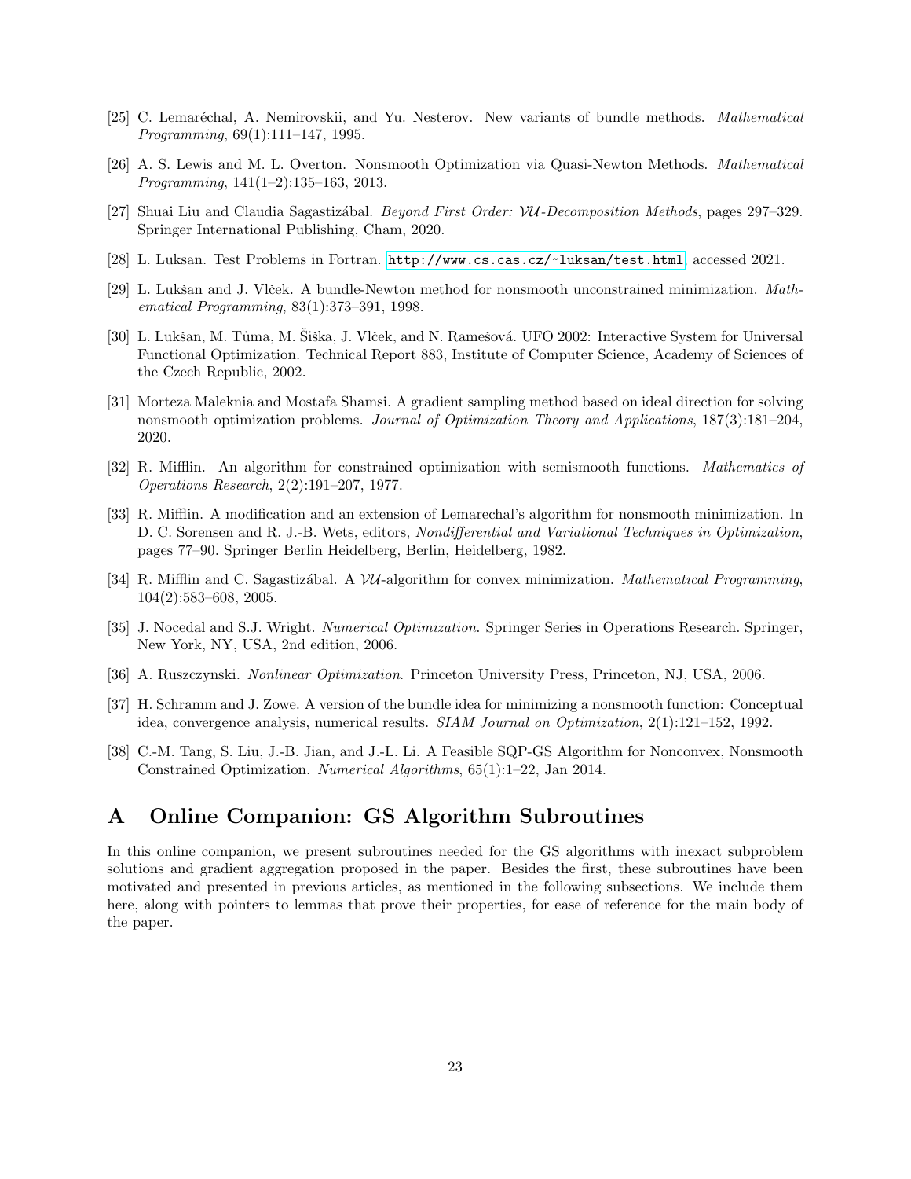[25] C. Lemaréchal, A. Nemirovskii, and Yu. Nesterov. New variants of bundle methods. *Mathematical Programming*, 69(1):111–147, 1995.

[26] A. S. Lewis and M. L. Overton. Nonsmooth Optimization via Quasi-Newton Methods. *Mathematical Programming*, 141(1–2):135–163, 2013.

[27] Shuai Liu and Claudia Sagastizábal. *Beyond First Order: $\mathcal{VU}$-Decomposition Methods*, pages 297–329. Springer International Publishing, Cham, 2020.

[28] L. Luksan. Test Problems in Fortran. http://www.cs.cas.cz/~luksan/test.html, accessed 2021.

[29] L. Lukšan and J. Vlček. A bundle-Newton method for nonsmooth unconstrained minimization. *Mathematical Programming*, 83(1):373–391, 1998.

[30] L. Lukšan, M. Tůma, M. Šiška, J. Vlček, and N. Ramešová. UFO 2002: Interactive System for Universal Functional Optimization. Technical Report 883, Institute of Computer Science, Academy of Sciences of the Czech Republic, 2002.

[31] Morteza Maleknia and Mostafa Shamsi. A gradient sampling method based on ideal direction for solving nonsmooth optimization problems. *Journal of Optimization Theory and Applications*, 187(3):181–204, 2020.

[32] R. Mifflin. An algorithm for constrained optimization with semismooth functions. *Mathematics of Operations Research*, 2(2):191–207, 1977.

[33] R. Mifflin. A modification and an extension of Lemarechal's algorithm for nonsmooth minimization. In D. C. Sorensen and R. J.-B. Wets, editors, *Nondifferential and Variational Techniques in Optimization*, pages 77–90. Springer Berlin Heidelberg, Berlin, Heidelberg, 1982.

[34] R. Mifflin and C. Sagastizábal. A $\mathcal{VU}$-algorithm for convex minimization. *Mathematical Programming*, 104(2):583–608, 2005.

[35] J. Nocedal and S.J. Wright. *Numerical Optimization*. Springer Series in Operations Research. Springer, New York, NY, USA, 2nd edition, 2006.

[36] A. Ruszczynski. *Nonlinear Optimization*. Princeton University Press, Princeton, NJ, USA, 2006.

[37] H. Schramm and J. Zowe. A version of the bundle idea for minimizing a nonsmooth function: Conceptual idea, convergence analysis, numerical results. *SIAM Journal on Optimization*, 2(1):121–152, 1992.

[38] C.-M. Tang, S. Liu, J.-B. Jian, and J.-L. Li. A Feasible SQP-GS Algorithm for Nonconvex, Nonsmooth Constrained Optimization. *Numerical Algorithms*, 65(1):1–22, Jan 2014.

# A Online Companion: GS Algorithm Subroutines

In this online companion, we present subroutines needed for the GS algorithms with inexact subproblem solutions and gradient aggregation proposed in the paper. Besides the first, these subroutines have been motivated and presented in previous articles, as mentioned in the following subsections. We include them here, along with pointers to lemmas that prove their properties, for ease of reference for the main body of the paper.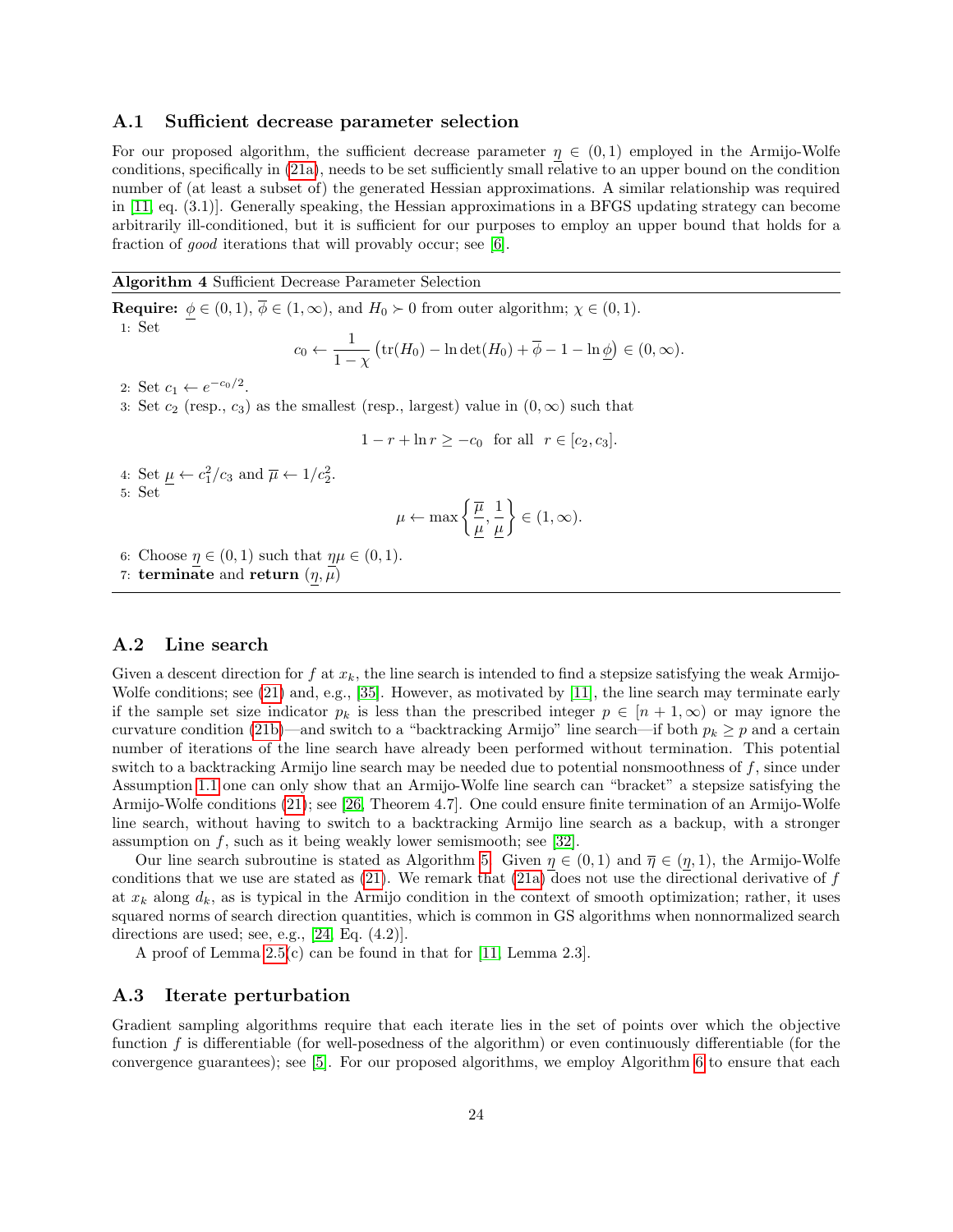### A.1 Sufficient decrease parameter selection

For our proposed algorithm, the sufficient decrease parameter $\underline{\eta} \in (0,1)$ employed in the Armijo-Wolfe conditions, specifically in (21a), needs to be set sufficiently small relative to an upper bound on the condition number of (at least a subset of) the generated Hessian approximations. A similar relationship was required in [11, eq. (3.1)]. Generally speaking, the Hessian approximations in a BFGS updating strategy can become arbitrarily ill-conditioned, but it is sufficient for our purposes to employ an upper bound that holds for a fraction of *good* iterations that will provably occur; see [6].

---

**Algorithm 4** Sufficient Decrease Parameter Selection

---

**Require:** $\underline{\phi} \in (0,1)$, $\overline{\phi} \in (1,\infty)$, and $H_0 \succ 0$ from outer algorithm; $\chi \in (0,1)$.

1: Set
$$c_0 \leftarrow \frac{1}{1-\chi}\left(\operatorname{tr}(H_0) - \ln\det(H_0) + \overline{\phi} - 1 - \ln \underline{\phi}\right) \in (0,\infty).$$

2: Set $c_1 \leftarrow e^{-c_0/2}$.

3: Set $c_2$ (resp., $c_3$) as the smallest (resp., largest) value in $(0,\infty)$ such that
$$1 - r + \ln r \geq -c_0 \quad \text{for all} \quad r \in [c_2, c_3].$$

4: Set $\underline{\mu} \leftarrow c_1^2/c_3$ and $\overline{\mu} \leftarrow 1/c_2^2$.

5: Set
$$\mu \leftarrow \max\left\{\frac{\overline{\mu}}{\underline{\mu}}, \frac{1}{\underline{\mu}}\right\} \in (1,\infty).$$

6: Choose $\underline{\eta} \in (0,1)$ such that $\underline{\eta}\mu \in (0,1)$.

7: **terminate** and **return** $(\underline{\eta}, \underline{\mu})$

---

### A.2 Line search

Given a descent direction for $f$ at $x_k$, the line search is intended to find a stepsize satisfying the weak Armijo-Wolfe conditions; see (21) and, e.g., [35]. However, as motivated by [11], the line search may terminate early if the sample set size indicator $p_k$ is less than the prescribed integer $p \in [n+1,\infty)$ or may ignore the curvature condition (21b)—and switch to a "backtracking Armijo" line search—if both $p_k \geq p$ and a certain number of iterations of the line search have already been performed without termination. This potential switch to a backtracking Armijo line search may be needed due to potential nonsmoothness of $f$, since under Assumption 1.1 one can only show that an Armijo-Wolfe line search can "bracket" a stepsize satisfying the Armijo-Wolfe conditions (21); see [26, Theorem 4.7]. One could ensure finite termination of an Armijo-Wolfe line search, without having to switch to a backtracking Armijo line search as a backup, with a stronger assumption on $f$, such as it being weakly lower semismooth; see [32].

Our line search subroutine is stated as Algorithm 5. Given $\underline{\eta} \in (0,1)$ and $\overline{\eta} \in (\underline{\eta}, 1)$, the Armijo-Wolfe conditions that we use are stated as (21). We remark that (21a) does not use the directional derivative of $f$ at $x_k$ along $d_k$, as is typical in the Armijo condition in the context of smooth optimization; rather, it uses squared norms of search direction quantities, which is common in GS algorithms when nonnormalized search directions are used; see, e.g., [24, Eq. (4.2)].

A proof of Lemma 2.5(c) can be found in that for [11, Lemma 2.3].

### A.3 Iterate perturbation

Gradient sampling algorithms require that each iterate lies in the set of points over which the objective function $f$ is differentiable (for well-posedness of the algorithm) or even continuously differentiable (for the convergence guarantees); see [5]. For our proposed algorithms, we employ Algorithm 6 to ensure that each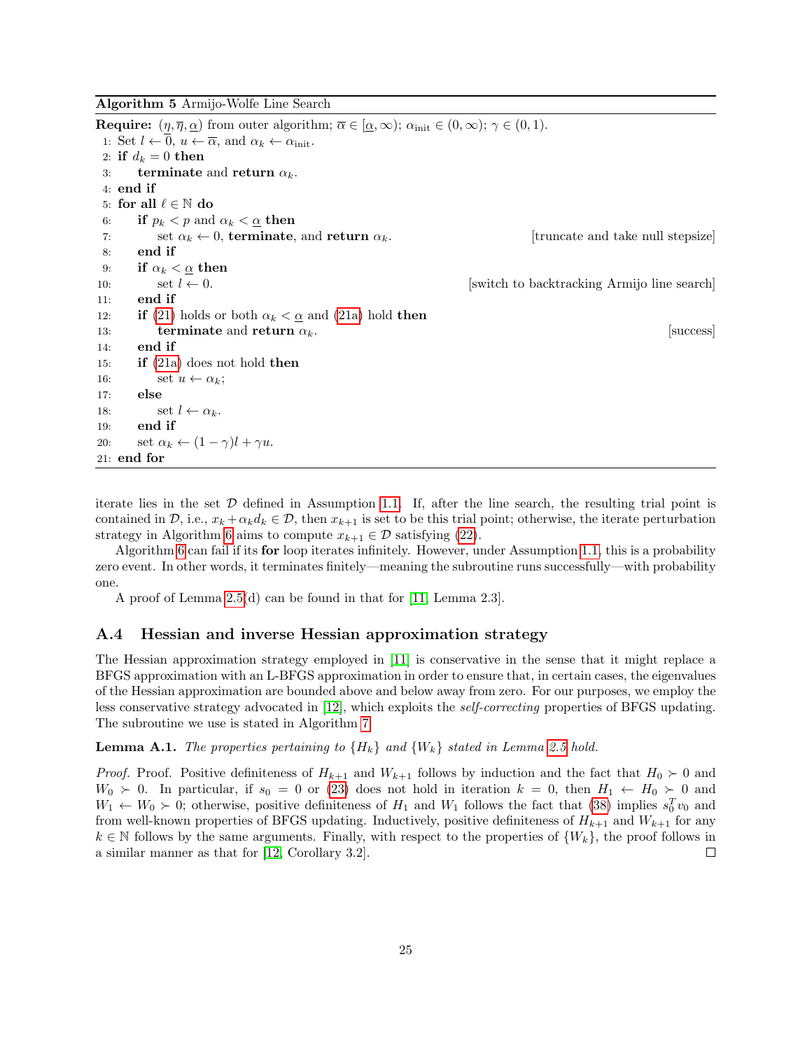**Algorithm 5** Armijo-Wolfe Line Search

```
Require: (η, η̄, α̲) from outer algorithm; ᾱ ∈ [α̲, ∞); α_init ∈ (0, ∞); γ ∈ (0, 1).
 1: Set l ← 0, u ← ᾱ, and α_k ← α_init.
 2: if d_k = 0 then
 3:     terminate and return α_k.
 4: end if
 5: for all ℓ ∈ ℕ do
 6:     if p_k < p and α_k < α̲ then
 7:         set α_k ← 0, terminate, and return α_k.        [truncate and take null stepsize]
 8:     end if
 9:     if α_k < α̲ then
10:         set l ← 0.                                  [switch to backtracking Armijo line search]
11:     end if
12:     if (21) holds or both α_k < α̲ and (21a) hold then
13:         terminate and return α_k.                                               [success]
14:     end if
15:     if (21a) does not hold then
16:         set u ← α_k;
17:     else
18:         set l ← α_k.
19:     end if
20:     set α_k ← (1 − γ)l + γu.
21: end for
```

iterate lies in the set $\mathcal{D}$ defined in Assumption 1.1. If, after the line search, the resulting trial point is contained in $\mathcal{D}$, i.e., $x_k + \alpha_k d_k \in \mathcal{D}$, then $x_{k+1}$ is set to be this trial point; otherwise, the iterate perturbation strategy in Algorithm 6 aims to compute $x_{k+1} \in \mathcal{D}$ satisfying (22).

Algorithm 6 can fail if its **for** loop iterates infinitely. However, under Assumption 1.1, this is a probability zero event. In other words, it terminates finitely—meaning the subroutine runs successfully—with probability one.

A proof of Lemma 2.5(d) can be found in that for [11, Lemma 2.3].

### A.4 Hessian and inverse Hessian approximation strategy

The Hessian approximation strategy employed in [11] is conservative in the sense that it might replace a BFGS approximation with an L-BFGS approximation in order to ensure that, in certain cases, the eigenvalues of the Hessian approximation are bounded above and below away from zero. For our purposes, we employ the less conservative strategy advocated in [12], which exploits the *self-correcting* properties of BFGS updating. The subroutine we use is stated in Algorithm 7.

**Lemma A.1.** *The properties pertaining to* $\{H_k\}$ *and* $\{W_k\}$ *stated in Lemma 2.5 hold.*

*Proof.* Proof. Positive definiteness of $H_{k+1}$ and $W_{k+1}$ follows by induction and the fact that $H_0 \succ 0$ and $W_0 \succ 0$. In particular, if $s_0 = 0$ or (23) does not hold in iteration $k = 0$, then $H_1 \leftarrow H_0 \succ 0$ and $W_1 \leftarrow W_0 \succ 0$; otherwise, positive definiteness of $H_1$ and $W_1$ follows the fact that (38) implies $s_0^T v_0$ and from well-known properties of BFGS updating. Inductively, positive definiteness of $H_{k+1}$ and $W_{k+1}$ for any $k \in \mathbb{N}$ follows by the same arguments. Finally, with respect to the properties of $\{W_k\}$, the proof follows in a similar manner as that for [12, Corollary 3.2]. $\square$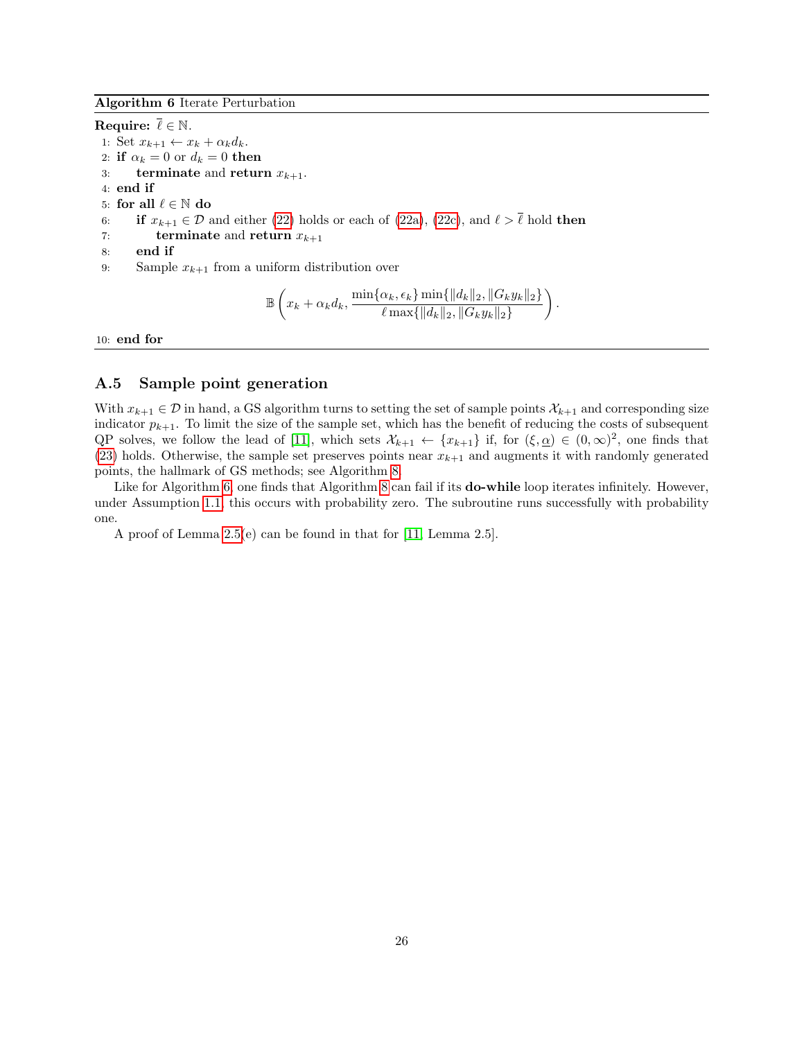**Algorithm 6** Iterate Perturbation

**Require:** $\overline{\ell} \in \mathbb{N}$.

1: Set $x_{k+1} \leftarrow x_k + \alpha_k d_k$.
2: **if** $\alpha_k = 0$ or $d_k = 0$ **then**
3: &nbsp;&nbsp;&nbsp;&nbsp;**terminate** and **return** $x_{k+1}$.
4: **end if**
5: **for all** $\ell \in \mathbb{N}$ **do**
6: &nbsp;&nbsp;&nbsp;&nbsp;**if** $x_{k+1} \in \mathcal{D}$ and either (22) holds or each of (22a), (22c), and $\ell > \overline{\ell}$ hold **then**
7: &nbsp;&nbsp;&nbsp;&nbsp;&nbsp;&nbsp;&nbsp;&nbsp;**terminate** and **return** $x_{k+1}$
8: &nbsp;&nbsp;&nbsp;&nbsp;**end if**
9: &nbsp;&nbsp;&nbsp;&nbsp;Sample $x_{k+1}$ from a uniform distribution over

$$\mathbb{B}\left(x_k + \alpha_k d_k, \frac{\min\{\alpha_k, \epsilon_k\} \min\{\|d_k\|_2, \|G_k y_k\|_2\}}{\ell \max\{\|d_k\|_2, \|G_k y_k\|_2\}}\right).$$

10: **end for**

## A.5 Sample point generation

With $x_{k+1} \in \mathcal{D}$ in hand, a GS algorithm turns to setting the set of sample points $\mathcal{X}_{k+1}$ and corresponding size indicator $p_{k+1}$. To limit the size of the sample set, which has the benefit of reducing the costs of subsequent QP solves, we follow the lead of [11], which sets $\mathcal{X}_{k+1} \leftarrow \{x_{k+1}\}$ if, for $(\xi, \underline{\alpha}) \in (0, \infty)^2$, one finds that (23) holds. Otherwise, the sample set preserves points near $x_{k+1}$ and augments it with randomly generated points, the hallmark of GS methods; see Algorithm 8.

Like for Algorithm 6, one finds that Algorithm 8 can fail if its **do-while** loop iterates infinitely. However, under Assumption 1.1, this occurs with probability zero. The subroutine runs successfully with probability one.

A proof of Lemma 2.5(e) can be found in that for [11, Lemma 2.5].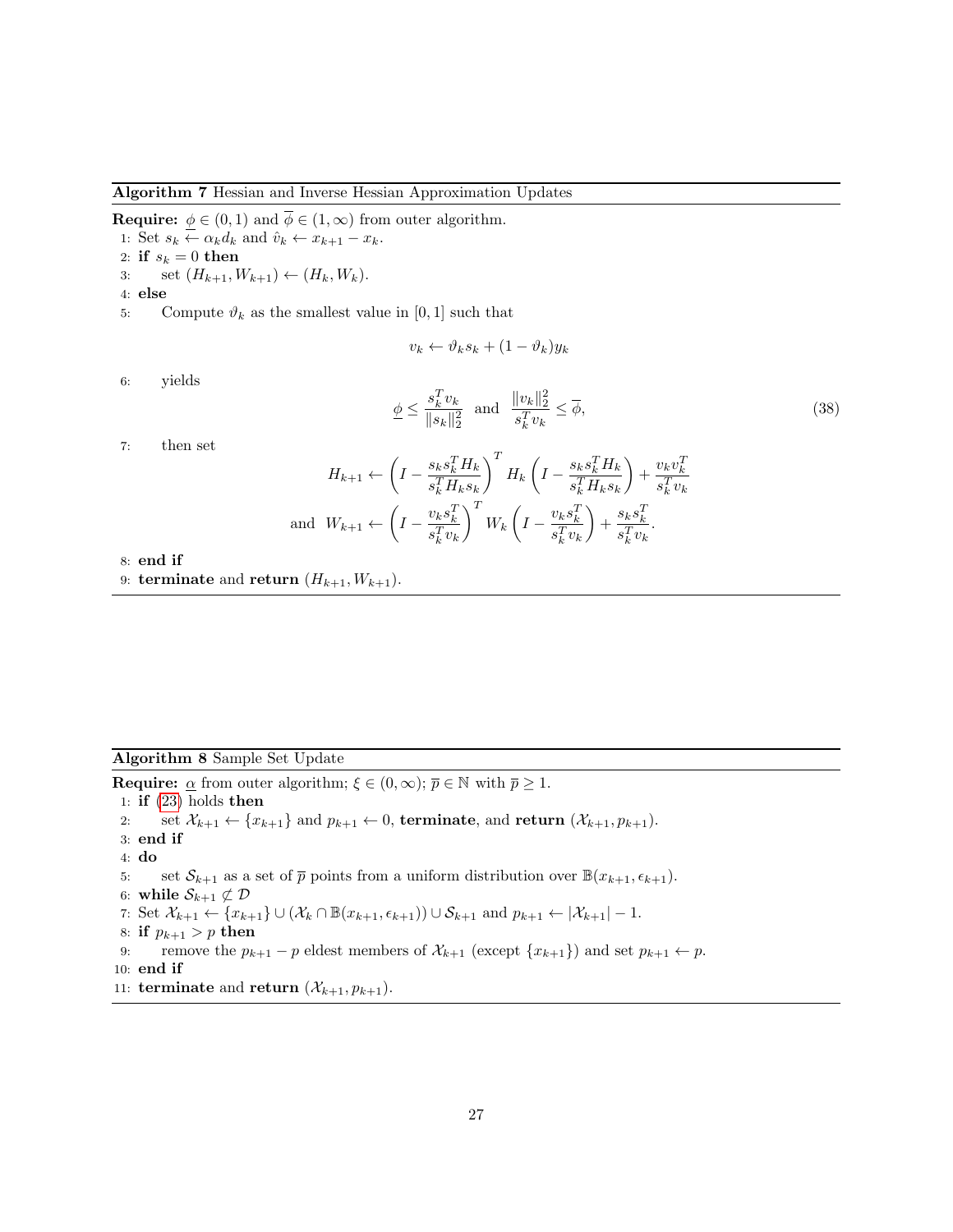**Algorithm 7** Hessian and Inverse Hessian Approximation Updates

**Require:** $\underline{\phi} \in (0,1)$ and $\overline{\phi} \in (1,\infty)$ from outer algorithm.

1: Set $s_k \leftarrow \alpha_k d_k$ and $\hat{v}_k \leftarrow x_{k+1} - x_k$.
2: **if** $s_k = 0$ **then**
3: set $(H_{k+1}, W_{k+1}) \leftarrow (H_k, W_k)$.
4: **else**
5: Compute $\vartheta_k$ as the smallest value in $[0,1]$ such that

$$v_k \leftarrow \vartheta_k s_k + (1-\vartheta_k) y_k$$

6: yields

$$\underline{\phi} \le \frac{s_k^T v_k}{\|s_k\|_2^2} \quad \text{and} \quad \frac{\|v_k\|_2^2}{s_k^T v_k} \le \overline{\phi}, \tag{38}$$

7: then set

$$H_{k+1} \leftarrow \left(I - \frac{s_k s_k^T H_k}{s_k^T H_k s_k}\right)^T H_k \left(I - \frac{s_k s_k^T H_k}{s_k^T H_k s_k}\right) + \frac{v_k v_k^T}{s_k^T v_k}$$

$$\text{and} \quad W_{k+1} \leftarrow \left(I - \frac{v_k s_k^T}{s_k^T v_k}\right)^T W_k \left(I - \frac{v_k s_k^T}{s_k^T v_k}\right) + \frac{s_k s_k^T}{s_k^T v_k}.$$

8: **end if**
9: **terminate** and **return** $(H_{k+1}, W_{k+1})$.

**Algorithm 8** Sample Set Update

**Require:** $\underline{\alpha}$ from outer algorithm; $\xi \in (0,\infty)$; $\overline{p} \in \mathbb{N}$ with $\overline{p} \ge 1$.

1: **if** (23) holds **then**
2: set $\mathcal{X}_{k+1} \leftarrow \{x_{k+1}\}$ and $p_{k+1} \leftarrow 0$, **terminate**, and **return** $(\mathcal{X}_{k+1}, p_{k+1})$.
3: **end if**
4: **do**
5: set $\mathcal{S}_{k+1}$ as a set of $\overline{p}$ points from a uniform distribution over $\mathbb{B}(x_{k+1}, \epsilon_{k+1})$.
6: **while** $\mathcal{S}_{k+1} \not\subset \mathcal{D}$
7: Set $\mathcal{X}_{k+1} \leftarrow \{x_{k+1}\} \cup (\mathcal{X}_k \cap \mathbb{B}(x_{k+1}, \epsilon_{k+1})) \cup \mathcal{S}_{k+1}$ and $p_{k+1} \leftarrow |\mathcal{X}_{k+1}| - 1$.
8: **if** $p_{k+1} > p$ **then**
9: remove the $p_{k+1} - p$ eldest members of $\mathcal{X}_{k+1}$ (except $\{x_{k+1}\}$) and set $p_{k+1} \leftarrow p$.
10: **end if**
11: **terminate** and **return** $(\mathcal{X}_{k+1}, p_{k+1})$.